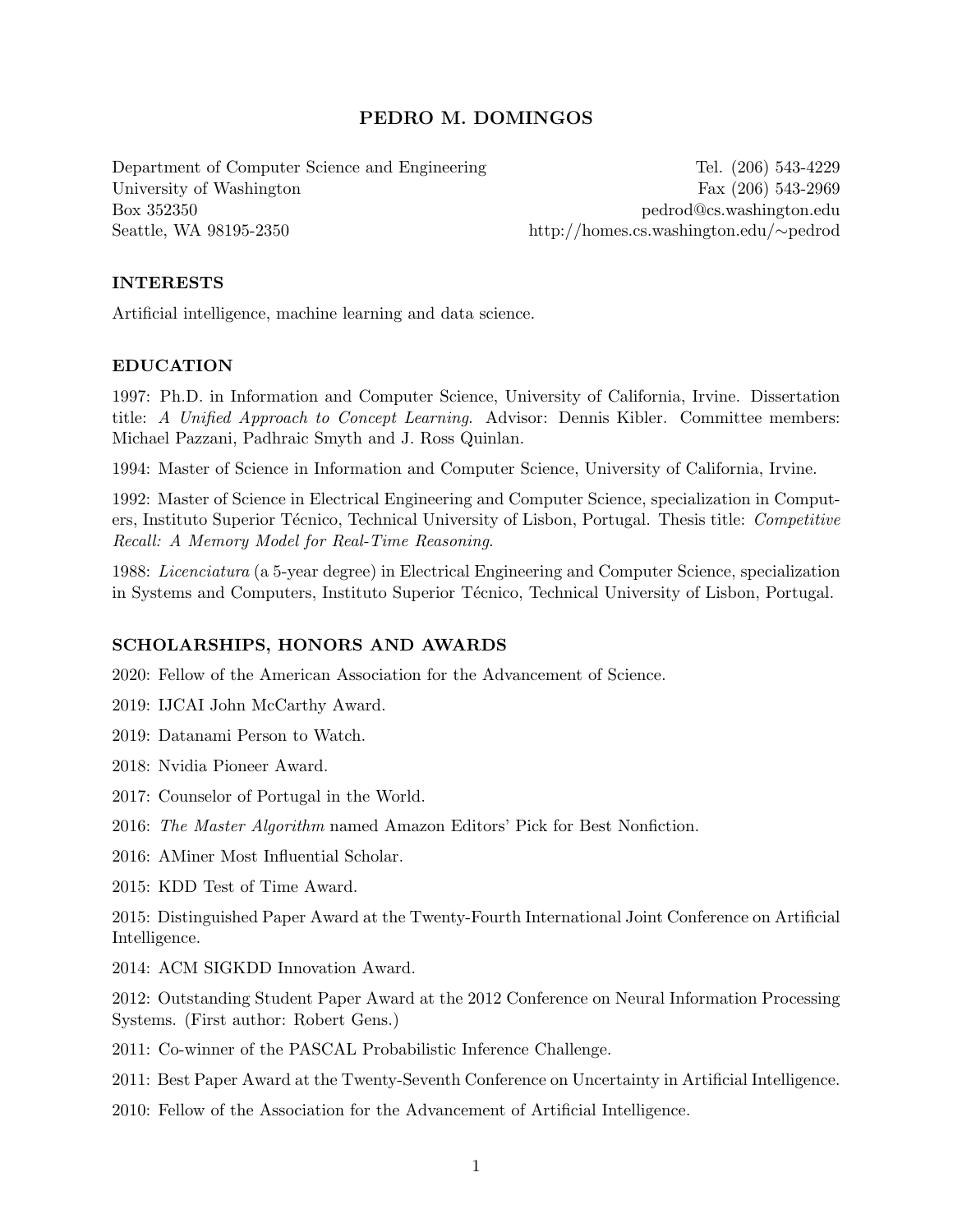# PEDRO M. DOMINGOS

Department of Computer Science and Engineering
University of Washington
Box 352350
Seattle, WA 98195-2350

Tel. (206) 543-4229
Fax (206) 543-2969
pedrod@cs.washington.edu
http://homes.cs.washington.edu/∼pedrod

## INTERESTS

Artificial intelligence, machine learning and data science.

## EDUCATION

1997: Ph.D. in Information and Computer Science, University of California, Irvine. Dissertation title: *A Unified Approach to Concept Learning*. Advisor: Dennis Kibler. Committee members: Michael Pazzani, Padhraic Smyth and J. Ross Quinlan.

1994: Master of Science in Information and Computer Science, University of California, Irvine.

1992: Master of Science in Electrical Engineering and Computer Science, specialization in Computers, Instituto Superior Técnico, Technical University of Lisbon, Portugal. Thesis title: *Competitive Recall: A Memory Model for Real-Time Reasoning*.

1988: *Licenciatura* (a 5-year degree) in Electrical Engineering and Computer Science, specialization in Systems and Computers, Instituto Superior Técnico, Technical University of Lisbon, Portugal.

## SCHOLARSHIPS, HONORS AND AWARDS

2020: Fellow of the American Association for the Advancement of Science.

2019: IJCAI John McCarthy Award.

2019: Datanami Person to Watch.

2018: Nvidia Pioneer Award.

2017: Counselor of Portugal in the World.

2016: *The Master Algorithm* named Amazon Editors' Pick for Best Nonfiction.

2016: AMiner Most Influential Scholar.

2015: KDD Test of Time Award.

2015: Distinguished Paper Award at the Twenty-Fourth International Joint Conference on Artificial Intelligence.

2014: ACM SIGKDD Innovation Award.

2012: Outstanding Student Paper Award at the 2012 Conference on Neural Information Processing Systems. (First author: Robert Gens.)

2011: Co-winner of the PASCAL Probabilistic Inference Challenge.

2011: Best Paper Award at the Twenty-Seventh Conference on Uncertainty in Artificial Intelligence.

2010: Fellow of the Association for the Advancement of Artificial Intelligence.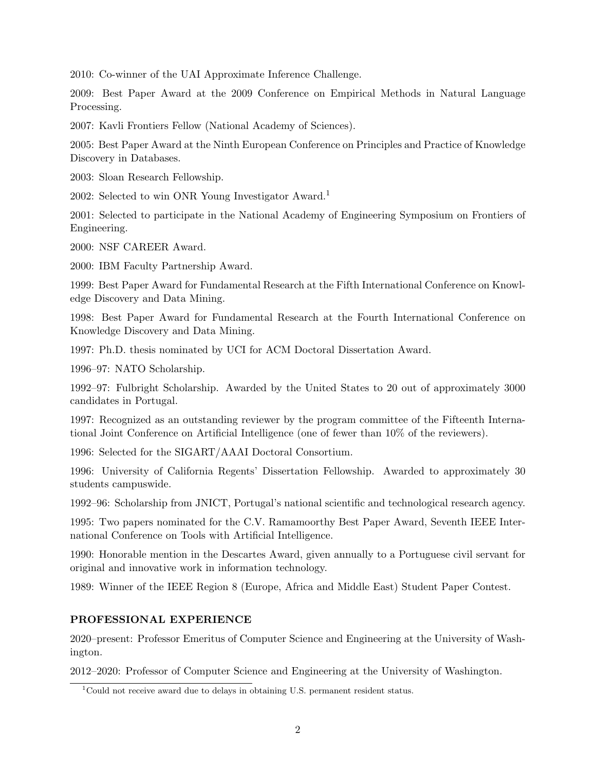2010: Co-winner of the UAI Approximate Inference Challenge.

2009: Best Paper Award at the 2009 Conference on Empirical Methods in Natural Language Processing.

2007: Kavli Frontiers Fellow (National Academy of Sciences).

2005: Best Paper Award at the Ninth European Conference on Principles and Practice of Knowledge Discovery in Databases.

2003: Sloan Research Fellowship.

2002: Selected to win ONR Young Investigator Award.[1]

2001: Selected to participate in the National Academy of Engineering Symposium on Frontiers of Engineering.

2000: NSF CAREER Award.

2000: IBM Faculty Partnership Award.

1999: Best Paper Award for Fundamental Research at the Fifth International Conference on Knowledge Discovery and Data Mining.

1998: Best Paper Award for Fundamental Research at the Fourth International Conference on Knowledge Discovery and Data Mining.

1997: Ph.D. thesis nominated by UCI for ACM Doctoral Dissertation Award.

1996–97: NATO Scholarship.

1992–97: Fulbright Scholarship. Awarded by the United States to 20 out of approximately 3000 candidates in Portugal.

1997: Recognized as an outstanding reviewer by the program committee of the Fifteenth International Joint Conference on Artificial Intelligence (one of fewer than 10% of the reviewers).

1996: Selected for the SIGART/AAAI Doctoral Consortium.

1996: University of California Regents' Dissertation Fellowship. Awarded to approximately 30 students campuswide.

1992–96: Scholarship from JNICT, Portugal's national scientific and technological research agency.

1995: Two papers nominated for the C.V. Ramamoorthy Best Paper Award, Seventh IEEE International Conference on Tools with Artificial Intelligence.

1990: Honorable mention in the Descartes Award, given annually to a Portuguese civil servant for original and innovative work in information technology.

1989: Winner of the IEEE Region 8 (Europe, Africa and Middle East) Student Paper Contest.

## PROFESSIONAL EXPERIENCE

2020–present: Professor Emeritus of Computer Science and Engineering at the University of Washington.

2012–2020: Professor of Computer Science and Engineering at the University of Washington.

[1] Could not receive award due to delays in obtaining U.S. permanent resident status.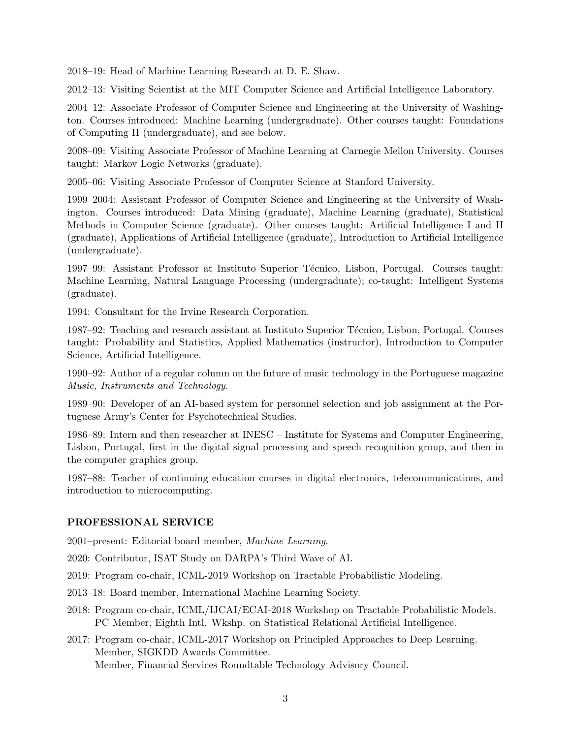2018–19: Head of Machine Learning Research at D. E. Shaw.

2012–13: Visiting Scientist at the MIT Computer Science and Artificial Intelligence Laboratory.

2004–12: Associate Professor of Computer Science and Engineering at the University of Washington. Courses introduced: Machine Learning (undergraduate). Other courses taught: Foundations of Computing II (undergraduate), and see below.

2008–09: Visiting Associate Professor of Machine Learning at Carnegie Mellon University. Courses taught: Markov Logic Networks (graduate).

2005–06: Visiting Associate Professor of Computer Science at Stanford University.

1999–2004: Assistant Professor of Computer Science and Engineering at the University of Washington. Courses introduced: Data Mining (graduate), Machine Learning (graduate), Statistical Methods in Computer Science (graduate). Other courses taught: Artificial Intelligence I and II (graduate), Applications of Artificial Intelligence (graduate), Introduction to Artificial Intelligence (undergraduate).

1997–99: Assistant Professor at Instituto Superior Técnico, Lisbon, Portugal. Courses taught: Machine Learning, Natural Language Processing (undergraduate); co-taught: Intelligent Systems (graduate).

1994: Consultant for the Irvine Research Corporation.

1987–92: Teaching and research assistant at Instituto Superior Técnico, Lisbon, Portugal. Courses taught: Probability and Statistics, Applied Mathematics (instructor), Introduction to Computer Science, Artificial Intelligence.

1990–92: Author of a regular column on the future of music technology in the Portuguese magazine *Music, Instruments and Technology*.

1989–90: Developer of an AI-based system for personnel selection and job assignment at the Portuguese Army's Center for Psychotechnical Studies.

1986–89: Intern and then researcher at INESC – Institute for Systems and Computer Engineering, Lisbon, Portugal, first in the digital signal processing and speech recognition group, and then in the computer graphics group.

1987–88: Teacher of continuing education courses in digital electronics, telecommunications, and introduction to microcomputing.

## PROFESSIONAL SERVICE

2001–present: Editorial board member, *Machine Learning*.

2020: Contributor, ISAT Study on DARPA's Third Wave of AI.

2019: Program co-chair, ICML-2019 Workshop on Tractable Probabilistic Modeling.

2013–18: Board member, International Machine Learning Society.

2018: Program co-chair, ICML/IJCAI/ECAI-2018 Workshop on Tractable Probabilistic Models.
PC Member, Eighth Intl. Wkshp. on Statistical Relational Artificial Intelligence.

2017: Program co-chair, ICML-2017 Workshop on Principled Approaches to Deep Learning.
Member, SIGKDD Awards Committee.
Member, Financial Services Roundtable Technology Advisory Council.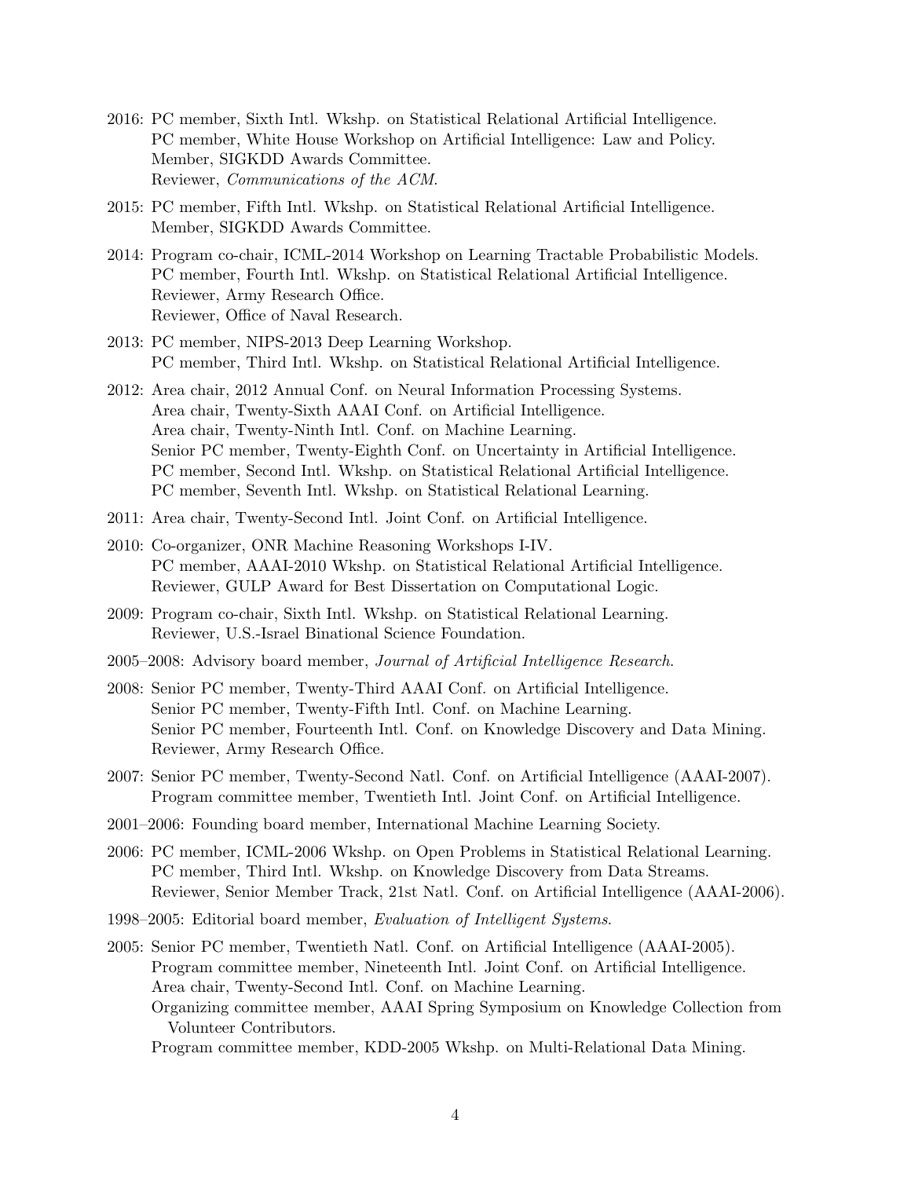2016: PC member, Sixth Intl. Wkshp. on Statistical Relational Artificial Intelligence.
PC member, White House Workshop on Artificial Intelligence: Law and Policy.
Member, SIGKDD Awards Committee.
Reviewer, *Communications of the ACM*.

2015: PC member, Fifth Intl. Wkshp. on Statistical Relational Artificial Intelligence.
Member, SIGKDD Awards Committee.

2014: Program co-chair, ICML-2014 Workshop on Learning Tractable Probabilistic Models.
PC member, Fourth Intl. Wkshp. on Statistical Relational Artificial Intelligence.
Reviewer, Army Research Office.
Reviewer, Office of Naval Research.

2013: PC member, NIPS-2013 Deep Learning Workshop.
PC member, Third Intl. Wkshp. on Statistical Relational Artificial Intelligence.

2012: Area chair, 2012 Annual Conf. on Neural Information Processing Systems.
Area chair, Twenty-Sixth AAAI Conf. on Artificial Intelligence.
Area chair, Twenty-Ninth Intl. Conf. on Machine Learning.
Senior PC member, Twenty-Eighth Conf. on Uncertainty in Artificial Intelligence.
PC member, Second Intl. Wkshp. on Statistical Relational Artificial Intelligence.
PC member, Seventh Intl. Wkshp. on Statistical Relational Learning.

2011: Area chair, Twenty-Second Intl. Joint Conf. on Artificial Intelligence.

2010: Co-organizer, ONR Machine Reasoning Workshops I-IV.
PC member, AAAI-2010 Wkshp. on Statistical Relational Artificial Intelligence.
Reviewer, GULP Award for Best Dissertation on Computational Logic.

2009: Program co-chair, Sixth Intl. Wkshp. on Statistical Relational Learning.
Reviewer, U.S.-Israel Binational Science Foundation.

2005–2008: Advisory board member, *Journal of Artificial Intelligence Research*.

2008: Senior PC member, Twenty-Third AAAI Conf. on Artificial Intelligence.
Senior PC member, Twenty-Fifth Intl. Conf. on Machine Learning.
Senior PC member, Fourteenth Intl. Conf. on Knowledge Discovery and Data Mining.
Reviewer, Army Research Office.

2007: Senior PC member, Twenty-Second Natl. Conf. on Artificial Intelligence (AAAI-2007).
Program committee member, Twentieth Intl. Joint Conf. on Artificial Intelligence.

2001–2006: Founding board member, International Machine Learning Society.

2006: PC member, ICML-2006 Wkshp. on Open Problems in Statistical Relational Learning.
PC member, Third Intl. Wkshp. on Knowledge Discovery from Data Streams.
Reviewer, Senior Member Track, 21st Natl. Conf. on Artificial Intelligence (AAAI-2006).

1998–2005: Editorial board member, *Evaluation of Intelligent Systems*.

2005: Senior PC member, Twentieth Natl. Conf. on Artificial Intelligence (AAAI-2005).
Program committee member, Nineteenth Intl. Joint Conf. on Artificial Intelligence.
Area chair, Twenty-Second Intl. Conf. on Machine Learning.
Organizing committee member, AAAI Spring Symposium on Knowledge Collection from Volunteer Contributors.
Program committee member, KDD-2005 Wkshp. on Multi-Relational Data Mining.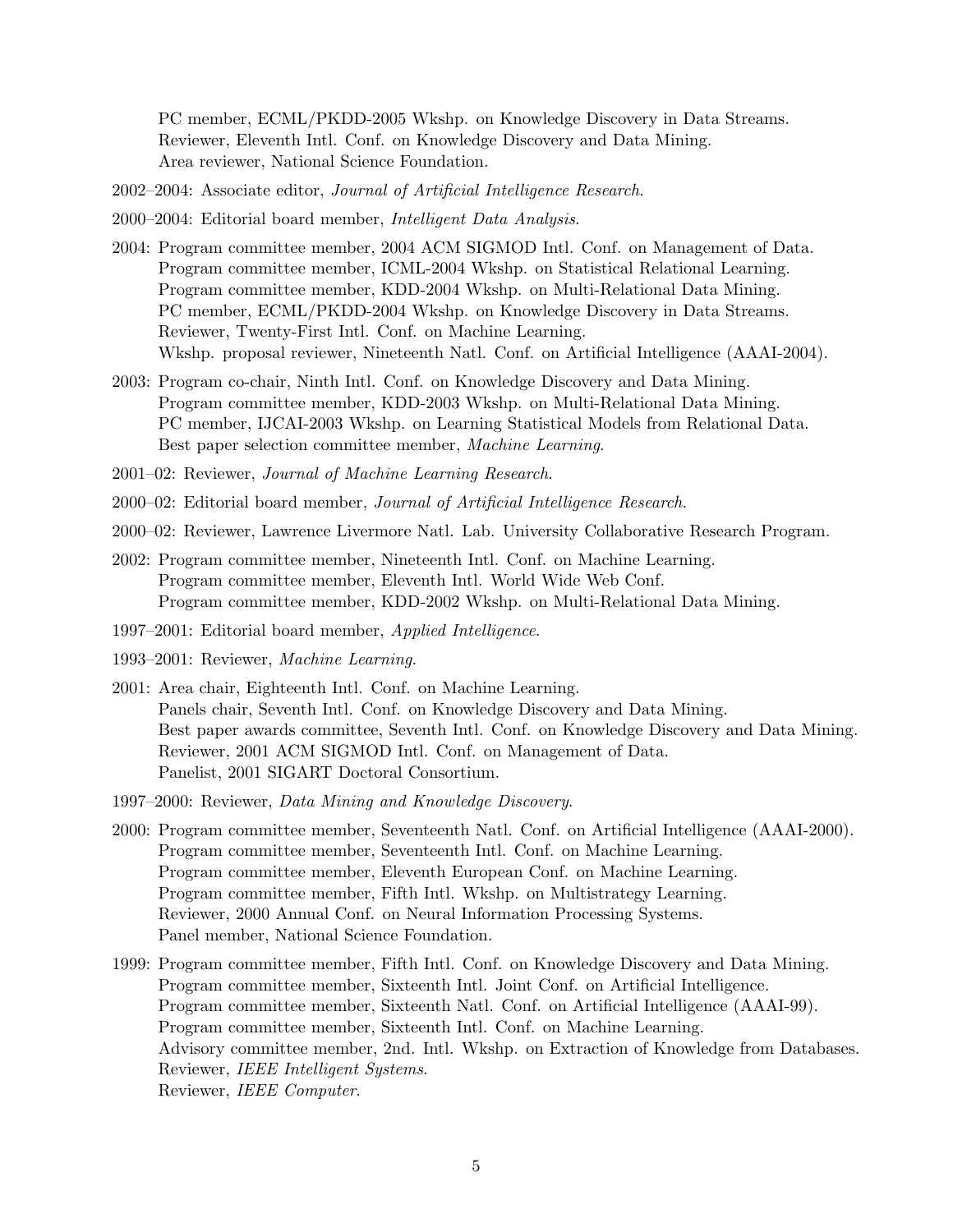PC member, ECML/PKDD-2005 Wkshp. on Knowledge Discovery in Data Streams.
Reviewer, Eleventh Intl. Conf. on Knowledge Discovery and Data Mining.
Area reviewer, National Science Foundation.

2002–2004: Associate editor, *Journal of Artificial Intelligence Research*.

2000–2004: Editorial board member, *Intelligent Data Analysis*.

2004: Program committee member, 2004 ACM SIGMOD Intl. Conf. on Management of Data.
Program committee member, ICML-2004 Wkshp. on Statistical Relational Learning.
Program committee member, KDD-2004 Wkshp. on Multi-Relational Data Mining.
PC member, ECML/PKDD-2004 Wkshp. on Knowledge Discovery in Data Streams.
Reviewer, Twenty-First Intl. Conf. on Machine Learning.
Wkshp. proposal reviewer, Nineteenth Natl. Conf. on Artificial Intelligence (AAAI-2004).

2003: Program co-chair, Ninth Intl. Conf. on Knowledge Discovery and Data Mining.
Program committee member, KDD-2003 Wkshp. on Multi-Relational Data Mining.
PC member, IJCAI-2003 Wkshp. on Learning Statistical Models from Relational Data.
Best paper selection committee member, *Machine Learning*.

2001–02: Reviewer, *Journal of Machine Learning Research*.

2000–02: Editorial board member, *Journal of Artificial Intelligence Research*.

2000–02: Reviewer, Lawrence Livermore Natl. Lab. University Collaborative Research Program.

2002: Program committee member, Nineteenth Intl. Conf. on Machine Learning.
Program committee member, Eleventh Intl. World Wide Web Conf.
Program committee member, KDD-2002 Wkshp. on Multi-Relational Data Mining.

1997–2001: Editorial board member, *Applied Intelligence*.

1993–2001: Reviewer, *Machine Learning*.

2001: Area chair, Eighteenth Intl. Conf. on Machine Learning.
Panels chair, Seventh Intl. Conf. on Knowledge Discovery and Data Mining.
Best paper awards committee, Seventh Intl. Conf. on Knowledge Discovery and Data Mining.
Reviewer, 2001 ACM SIGMOD Intl. Conf. on Management of Data.
Panelist, 2001 SIGART Doctoral Consortium.

1997–2000: Reviewer, *Data Mining and Knowledge Discovery*.

2000: Program committee member, Seventeenth Natl. Conf. on Artificial Intelligence (AAAI-2000).
Program committee member, Seventeenth Intl. Conf. on Machine Learning.
Program committee member, Eleventh European Conf. on Machine Learning.
Program committee member, Fifth Intl. Wkshp. on Multistrategy Learning.
Reviewer, 2000 Annual Conf. on Neural Information Processing Systems.
Panel member, National Science Foundation.

1999: Program committee member, Fifth Intl. Conf. on Knowledge Discovery and Data Mining.
Program committee member, Sixteenth Intl. Joint Conf. on Artificial Intelligence.
Program committee member, Sixteenth Natl. Conf. on Artificial Intelligence (AAAI-99).
Program committee member, Sixteenth Intl. Conf. on Machine Learning.
Advisory committee member, 2nd. Intl. Wkshp. on Extraction of Knowledge from Databases.
Reviewer, *IEEE Intelligent Systems*.
Reviewer, *IEEE Computer*.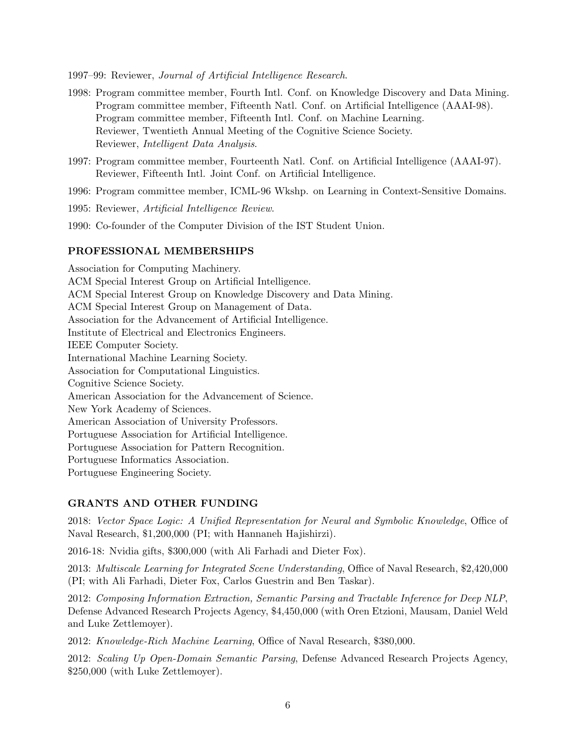1997–99: Reviewer, *Journal of Artificial Intelligence Research*.

1998: Program committee member, Fourth Intl. Conf. on Knowledge Discovery and Data Mining.
Program committee member, Fifteenth Natl. Conf. on Artificial Intelligence (AAAI-98).
Program committee member, Fifteenth Intl. Conf. on Machine Learning.
Reviewer, Twentieth Annual Meeting of the Cognitive Science Society.
Reviewer, *Intelligent Data Analysis*.

1997: Program committee member, Fourteenth Natl. Conf. on Artificial Intelligence (AAAI-97).
Reviewer, Fifteenth Intl. Joint Conf. on Artificial Intelligence.

1996: Program committee member, ICML-96 Wkshp. on Learning in Context-Sensitive Domains.

1995: Reviewer, *Artificial Intelligence Review*.

1990: Co-founder of the Computer Division of the IST Student Union.

## PROFESSIONAL MEMBERSHIPS

Association for Computing Machinery.
ACM Special Interest Group on Artificial Intelligence.
ACM Special Interest Group on Knowledge Discovery and Data Mining.
ACM Special Interest Group on Management of Data.
Association for the Advancement of Artificial Intelligence.
Institute of Electrical and Electronics Engineers.
IEEE Computer Society.
International Machine Learning Society.
Association for Computational Linguistics.
Cognitive Science Society.
American Association for the Advancement of Science.
New York Academy of Sciences.
American Association of University Professors.
Portuguese Association for Artificial Intelligence.
Portuguese Association for Pattern Recognition.
Portuguese Informatics Association.
Portuguese Engineering Society.

## GRANTS AND OTHER FUNDING

2018: *Vector Space Logic: A Unified Representation for Neural and Symbolic Knowledge*, Office of Naval Research, $1,200,000 (PI; with Hannaneh Hajishirzi).

2016-18: Nvidia gifts, $300,000 (with Ali Farhadi and Dieter Fox).

2013: *Multiscale Learning for Integrated Scene Understanding*, Office of Naval Research, $2,420,000 (PI; with Ali Farhadi, Dieter Fox, Carlos Guestrin and Ben Taskar).

2012: *Composing Information Extraction, Semantic Parsing and Tractable Inference for Deep NLP*, Defense Advanced Research Projects Agency, $4,450,000 (with Oren Etzioni, Mausam, Daniel Weld and Luke Zettlemoyer).

2012: *Knowledge-Rich Machine Learning*, Office of Naval Research, $380,000.

2012: *Scaling Up Open-Domain Semantic Parsing*, Defense Advanced Research Projects Agency, $250,000 (with Luke Zettlemoyer).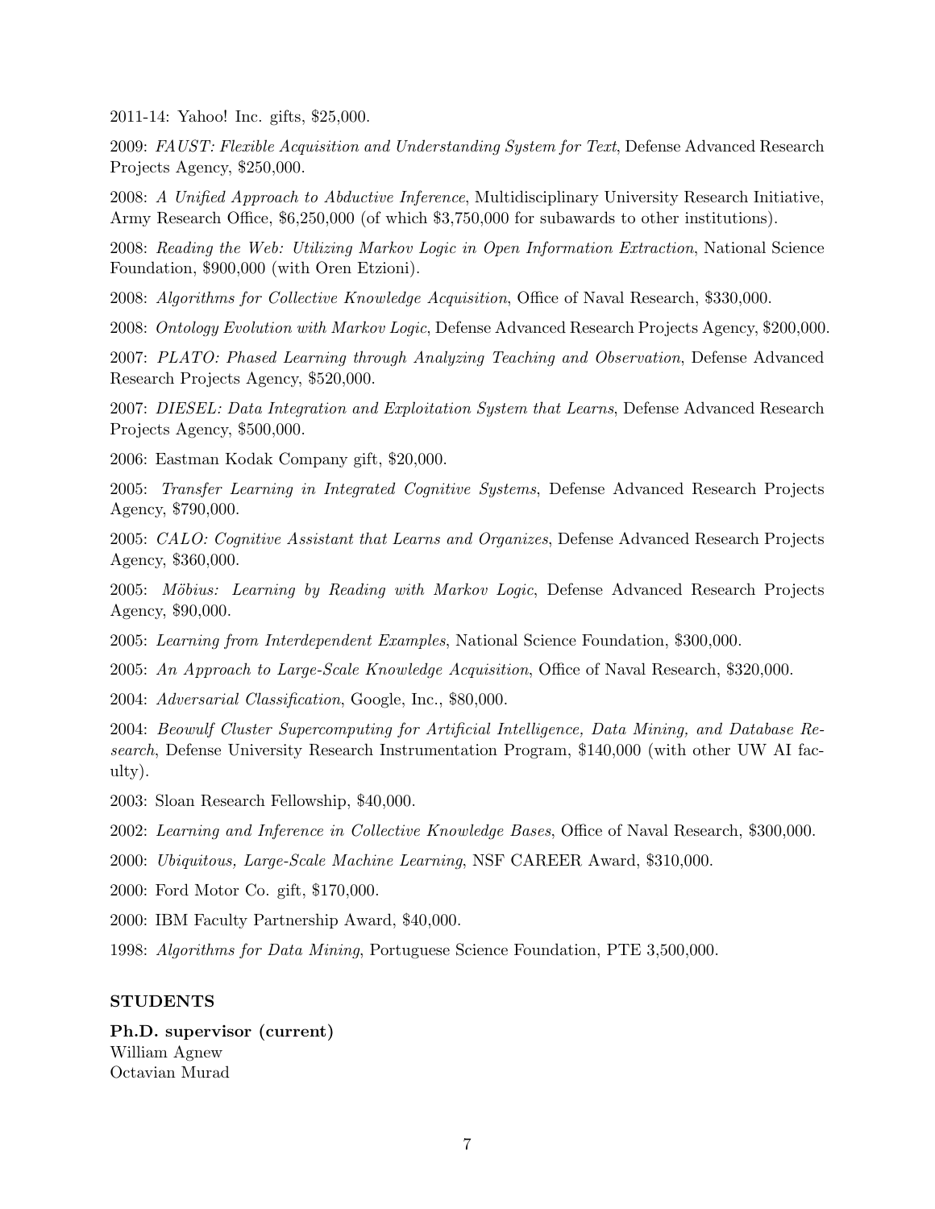2011-14: Yahoo! Inc. gifts, $25,000.

2009: *FAUST: Flexible Acquisition and Understanding System for Text*, Defense Advanced Research Projects Agency, $250,000.

2008: *A Unified Approach to Abductive Inference*, Multidisciplinary University Research Initiative, Army Research Office, $6,250,000 (of which $3,750,000 for subawards to other institutions).

2008: *Reading the Web: Utilizing Markov Logic in Open Information Extraction*, National Science Foundation, $900,000 (with Oren Etzioni).

2008: *Algorithms for Collective Knowledge Acquisition*, Office of Naval Research, $330,000.

2008: *Ontology Evolution with Markov Logic*, Defense Advanced Research Projects Agency, $200,000.

2007: *PLATO: Phased Learning through Analyzing Teaching and Observation*, Defense Advanced Research Projects Agency, $520,000.

2007: *DIESEL: Data Integration and Exploitation System that Learns*, Defense Advanced Research Projects Agency, $500,000.

2006: Eastman Kodak Company gift, $20,000.

2005: *Transfer Learning in Integrated Cognitive Systems*, Defense Advanced Research Projects Agency, $790,000.

2005: *CALO: Cognitive Assistant that Learns and Organizes*, Defense Advanced Research Projects Agency, $360,000.

2005: *Möbius: Learning by Reading with Markov Logic*, Defense Advanced Research Projects Agency, $90,000.

2005: *Learning from Interdependent Examples*, National Science Foundation, $300,000.

2005: *An Approach to Large-Scale Knowledge Acquisition*, Office of Naval Research, $320,000.

2004: *Adversarial Classification*, Google, Inc., $80,000.

2004: *Beowulf Cluster Supercomputing for Artificial Intelligence, Data Mining, and Database Research*, Defense University Research Instrumentation Program, $140,000 (with other UW AI faculty).

2003: Sloan Research Fellowship, $40,000.

2002: *Learning and Inference in Collective Knowledge Bases*, Office of Naval Research, $300,000.

2000: *Ubiquitous, Large-Scale Machine Learning*, NSF CAREER Award, $310,000.

2000: Ford Motor Co. gift, $170,000.

2000: IBM Faculty Partnership Award, $40,000.

1998: *Algorithms for Data Mining*, Portuguese Science Foundation, PTE 3,500,000.

## STUDENTS

**Ph.D. supervisor (current)**
William Agnew
Octavian Murad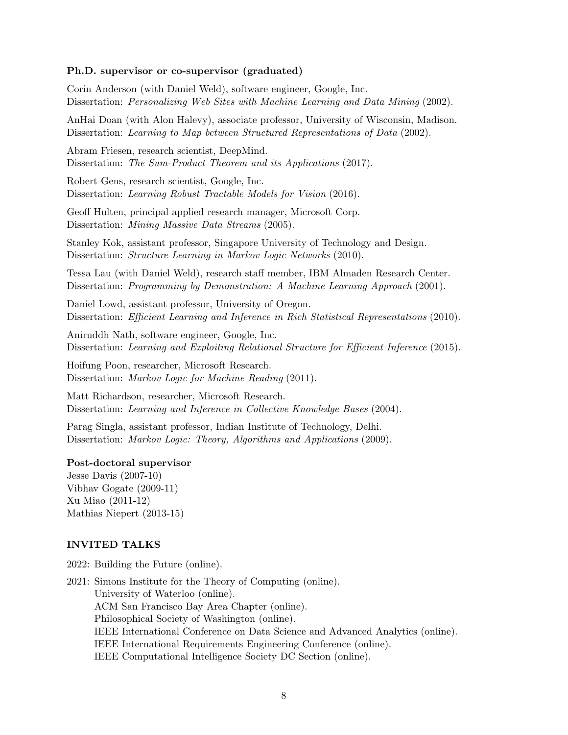**Ph.D. supervisor or co-supervisor (graduated)**

Corin Anderson (with Daniel Weld), software engineer, Google, Inc.
Dissertation: *Personalizing Web Sites with Machine Learning and Data Mining* (2002).

AnHai Doan (with Alon Halevy), associate professor, University of Wisconsin, Madison.
Dissertation: *Learning to Map between Structured Representations of Data* (2002).

Abram Friesen, research scientist, DeepMind.
Dissertation: *The Sum-Product Theorem and its Applications* (2017).

Robert Gens, research scientist, Google, Inc.
Dissertation: *Learning Robust Tractable Models for Vision* (2016).

Geoff Hulten, principal applied research manager, Microsoft Corp.
Dissertation: *Mining Massive Data Streams* (2005).

Stanley Kok, assistant professor, Singapore University of Technology and Design.
Dissertation: *Structure Learning in Markov Logic Networks* (2010).

Tessa Lau (with Daniel Weld), research staff member, IBM Almaden Research Center.
Dissertation: *Programming by Demonstration: A Machine Learning Approach* (2001).

Daniel Lowd, assistant professor, University of Oregon.
Dissertation: *Efficient Learning and Inference in Rich Statistical Representations* (2010).

Aniruddh Nath, software engineer, Google, Inc.
Dissertation: *Learning and Exploiting Relational Structure for Efficient Inference* (2015).

Hoifung Poon, researcher, Microsoft Research.
Dissertation: *Markov Logic for Machine Reading* (2011).

Matt Richardson, researcher, Microsoft Research.
Dissertation: *Learning and Inference in Collective Knowledge Bases* (2004).

Parag Singla, assistant professor, Indian Institute of Technology, Delhi.
Dissertation: *Markov Logic: Theory, Algorithms and Applications* (2009).

**Post-doctoral supervisor**

Jesse Davis (2007-10)
Vibhav Gogate (2009-11)
Xu Miao (2011-12)
Mathias Niepert (2013-15)

## INVITED TALKS

2022: Building the Future (online).

2021: Simons Institute for the Theory of Computing (online).
University of Waterloo (online).
ACM San Francisco Bay Area Chapter (online).
Philosophical Society of Washington (online).
IEEE International Conference on Data Science and Advanced Analytics (online).
IEEE International Requirements Engineering Conference (online).
IEEE Computational Intelligence Society DC Section (online).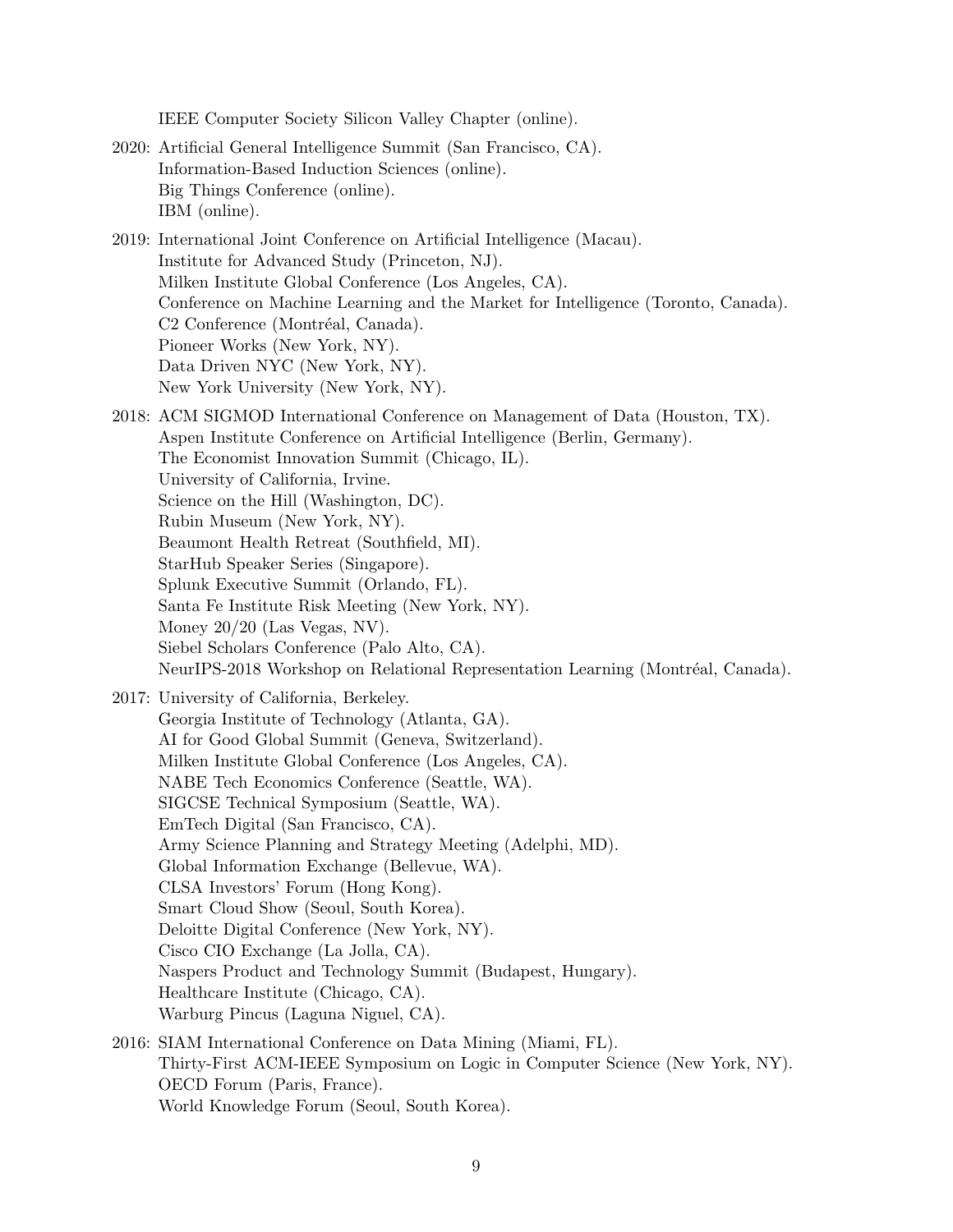IEEE Computer Society Silicon Valley Chapter (online).

2020: Artificial General Intelligence Summit (San Francisco, CA).
Information-Based Induction Sciences (online).
Big Things Conference (online).
IBM (online).

2019: International Joint Conference on Artificial Intelligence (Macau).
Institute for Advanced Study (Princeton, NJ).
Milken Institute Global Conference (Los Angeles, CA).
Conference on Machine Learning and the Market for Intelligence (Toronto, Canada).
C2 Conference (Montréal, Canada).
Pioneer Works (New York, NY).
Data Driven NYC (New York, NY).
New York University (New York, NY).

2018: ACM SIGMOD International Conference on Management of Data (Houston, TX).
Aspen Institute Conference on Artificial Intelligence (Berlin, Germany).
The Economist Innovation Summit (Chicago, IL).
University of California, Irvine.
Science on the Hill (Washington, DC).
Rubin Museum (New York, NY).
Beaumont Health Retreat (Southfield, MI).
StarHub Speaker Series (Singapore).
Splunk Executive Summit (Orlando, FL).
Santa Fe Institute Risk Meeting (New York, NY).
Money 20/20 (Las Vegas, NV).
Siebel Scholars Conference (Palo Alto, CA).
NeurIPS-2018 Workshop on Relational Representation Learning (Montréal, Canada).

2017: University of California, Berkeley.
Georgia Institute of Technology (Atlanta, GA).
AI for Good Global Summit (Geneva, Switzerland).
Milken Institute Global Conference (Los Angeles, CA).
NABE Tech Economics Conference (Seattle, WA).
SIGCSE Technical Symposium (Seattle, WA).
EmTech Digital (San Francisco, CA).
Army Science Planning and Strategy Meeting (Adelphi, MD).
Global Information Exchange (Bellevue, WA).
CLSA Investors' Forum (Hong Kong).
Smart Cloud Show (Seoul, South Korea).
Deloitte Digital Conference (New York, NY).
Cisco CIO Exchange (La Jolla, CA).
Naspers Product and Technology Summit (Budapest, Hungary).
Healthcare Institute (Chicago, CA).
Warburg Pincus (Laguna Niguel, CA).

2016: SIAM International Conference on Data Mining (Miami, FL).
Thirty-First ACM-IEEE Symposium on Logic in Computer Science (New York, NY).
OECD Forum (Paris, France).
World Knowledge Forum (Seoul, South Korea).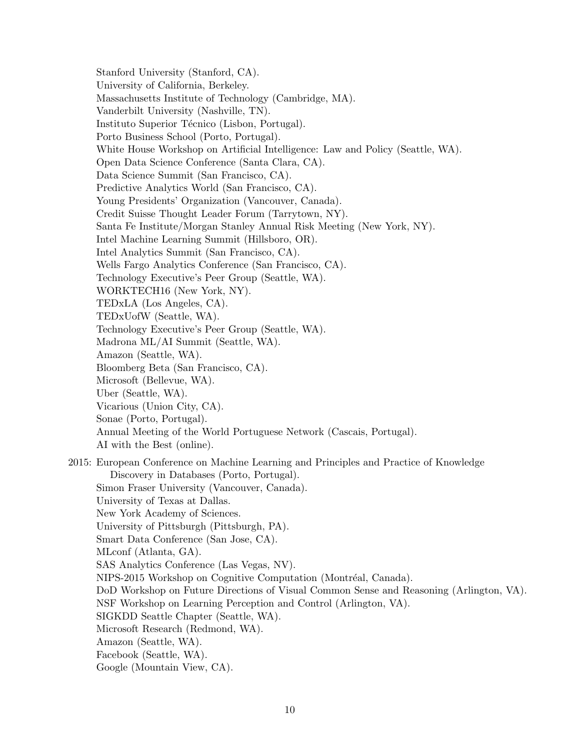Stanford University (Stanford, CA).
University of California, Berkeley.
Massachusetts Institute of Technology (Cambridge, MA).
Vanderbilt University (Nashville, TN).
Instituto Superior Técnico (Lisbon, Portugal).
Porto Business School (Porto, Portugal).
White House Workshop on Artificial Intelligence: Law and Policy (Seattle, WA).
Open Data Science Conference (Santa Clara, CA).
Data Science Summit (San Francisco, CA).
Predictive Analytics World (San Francisco, CA).
Young Presidents' Organization (Vancouver, Canada).
Credit Suisse Thought Leader Forum (Tarrytown, NY).
Santa Fe Institute/Morgan Stanley Annual Risk Meeting (New York, NY).
Intel Machine Learning Summit (Hillsboro, OR).
Intel Analytics Summit (San Francisco, CA).
Wells Fargo Analytics Conference (San Francisco, CA).
Technology Executive's Peer Group (Seattle, WA).
WORKTECH16 (New York, NY).
TEDxLA (Los Angeles, CA).
TEDxUofW (Seattle, WA).
Technology Executive's Peer Group (Seattle, WA).
Madrona ML/AI Summit (Seattle, WA).
Amazon (Seattle, WA).
Bloomberg Beta (San Francisco, CA).
Microsoft (Bellevue, WA).
Uber (Seattle, WA).
Vicarious (Union City, CA).
Sonae (Porto, Portugal).
Annual Meeting of the World Portuguese Network (Cascais, Portugal).
AI with the Best (online).

2015: European Conference on Machine Learning and Principles and Practice of Knowledge Discovery in Databases (Porto, Portugal).
Simon Fraser University (Vancouver, Canada).
University of Texas at Dallas.
New York Academy of Sciences.
University of Pittsburgh (Pittsburgh, PA).
Smart Data Conference (San Jose, CA).
MLconf (Atlanta, GA).
SAS Analytics Conference (Las Vegas, NV).
NIPS-2015 Workshop on Cognitive Computation (Montréal, Canada).
DoD Workshop on Future Directions of Visual Common Sense and Reasoning (Arlington, VA).
NSF Workshop on Learning Perception and Control (Arlington, VA).
SIGKDD Seattle Chapter (Seattle, WA).
Microsoft Research (Redmond, WA).
Amazon (Seattle, WA).
Facebook (Seattle, WA).
Google (Mountain View, CA).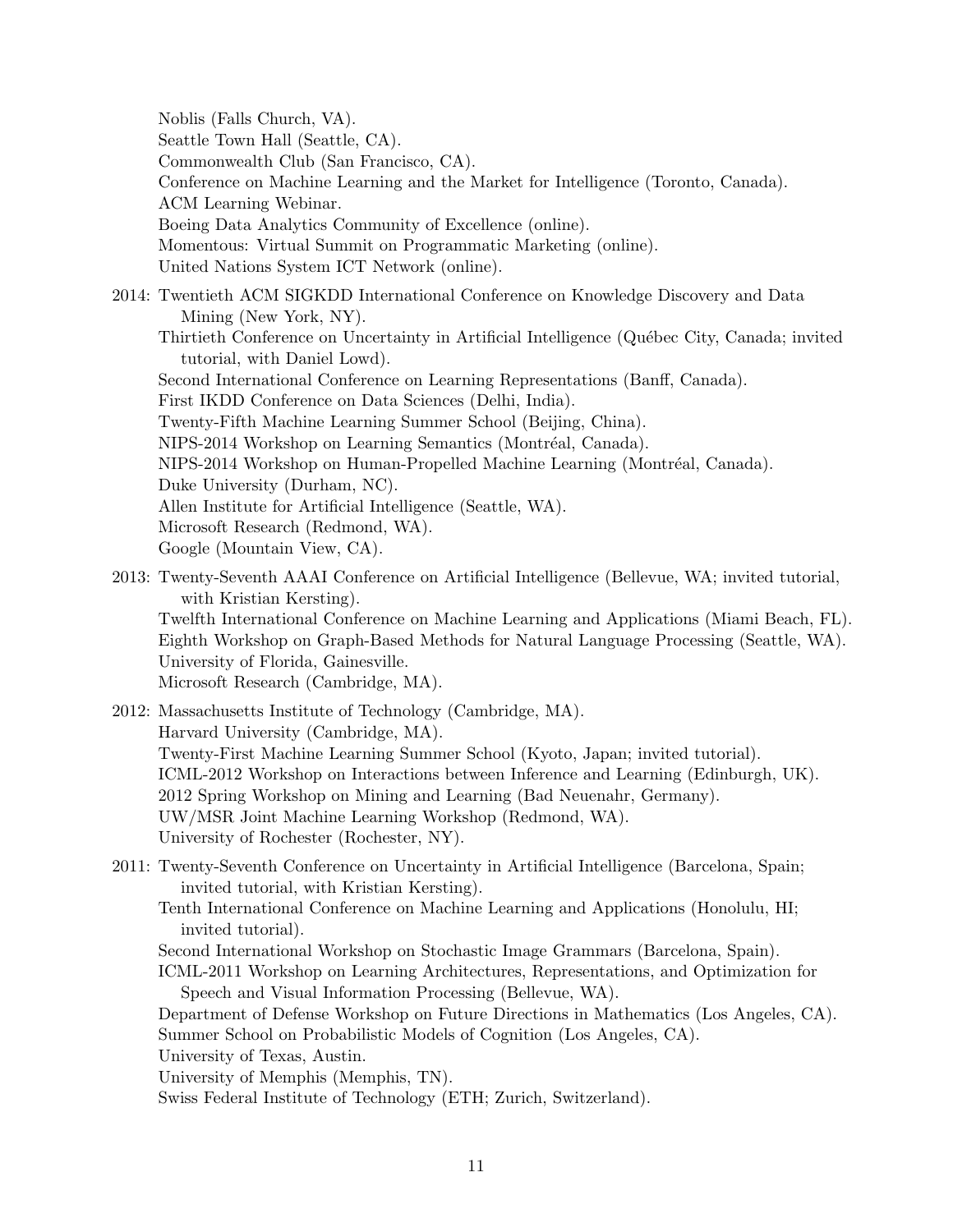Noblis (Falls Church, VA).
Seattle Town Hall (Seattle, CA).
Commonwealth Club (San Francisco, CA).
Conference on Machine Learning and the Market for Intelligence (Toronto, Canada).
ACM Learning Webinar.
Boeing Data Analytics Community of Excellence (online).
Momentous: Virtual Summit on Programmatic Marketing (online).
United Nations System ICT Network (online).

2014: Twentieth ACM SIGKDD International Conference on Knowledge Discovery and Data Mining (New York, NY).
Thirtieth Conference on Uncertainty in Artificial Intelligence (Québec City, Canada; invited tutorial, with Daniel Lowd).
Second International Conference on Learning Representations (Banff, Canada).
First IKDD Conference on Data Sciences (Delhi, India).
Twenty-Fifth Machine Learning Summer School (Beijing, China).
NIPS-2014 Workshop on Learning Semantics (Montréal, Canada).
NIPS-2014 Workshop on Human-Propelled Machine Learning (Montréal, Canada).
Duke University (Durham, NC).
Allen Institute for Artificial Intelligence (Seattle, WA).
Microsoft Research (Redmond, WA).
Google (Mountain View, CA).

2013: Twenty-Seventh AAAI Conference on Artificial Intelligence (Bellevue, WA; invited tutorial, with Kristian Kersting).
Twelfth International Conference on Machine Learning and Applications (Miami Beach, FL).
Eighth Workshop on Graph-Based Methods for Natural Language Processing (Seattle, WA).
University of Florida, Gainesville.
Microsoft Research (Cambridge, MA).

2012: Massachusetts Institute of Technology (Cambridge, MA).
Harvard University (Cambridge, MA).
Twenty-First Machine Learning Summer School (Kyoto, Japan; invited tutorial).
ICML-2012 Workshop on Interactions between Inference and Learning (Edinburgh, UK).
2012 Spring Workshop on Mining and Learning (Bad Neuenahr, Germany).
UW/MSR Joint Machine Learning Workshop (Redmond, WA).
University of Rochester (Rochester, NY).

2011: Twenty-Seventh Conference on Uncertainty in Artificial Intelligence (Barcelona, Spain; invited tutorial, with Kristian Kersting).
Tenth International Conference on Machine Learning and Applications (Honolulu, HI; invited tutorial).
Second International Workshop on Stochastic Image Grammars (Barcelona, Spain).
ICML-2011 Workshop on Learning Architectures, Representations, and Optimization for Speech and Visual Information Processing (Bellevue, WA).
Department of Defense Workshop on Future Directions in Mathematics (Los Angeles, CA).
Summer School on Probabilistic Models of Cognition (Los Angeles, CA).
University of Texas, Austin.
University of Memphis (Memphis, TN).
Swiss Federal Institute of Technology (ETH; Zurich, Switzerland).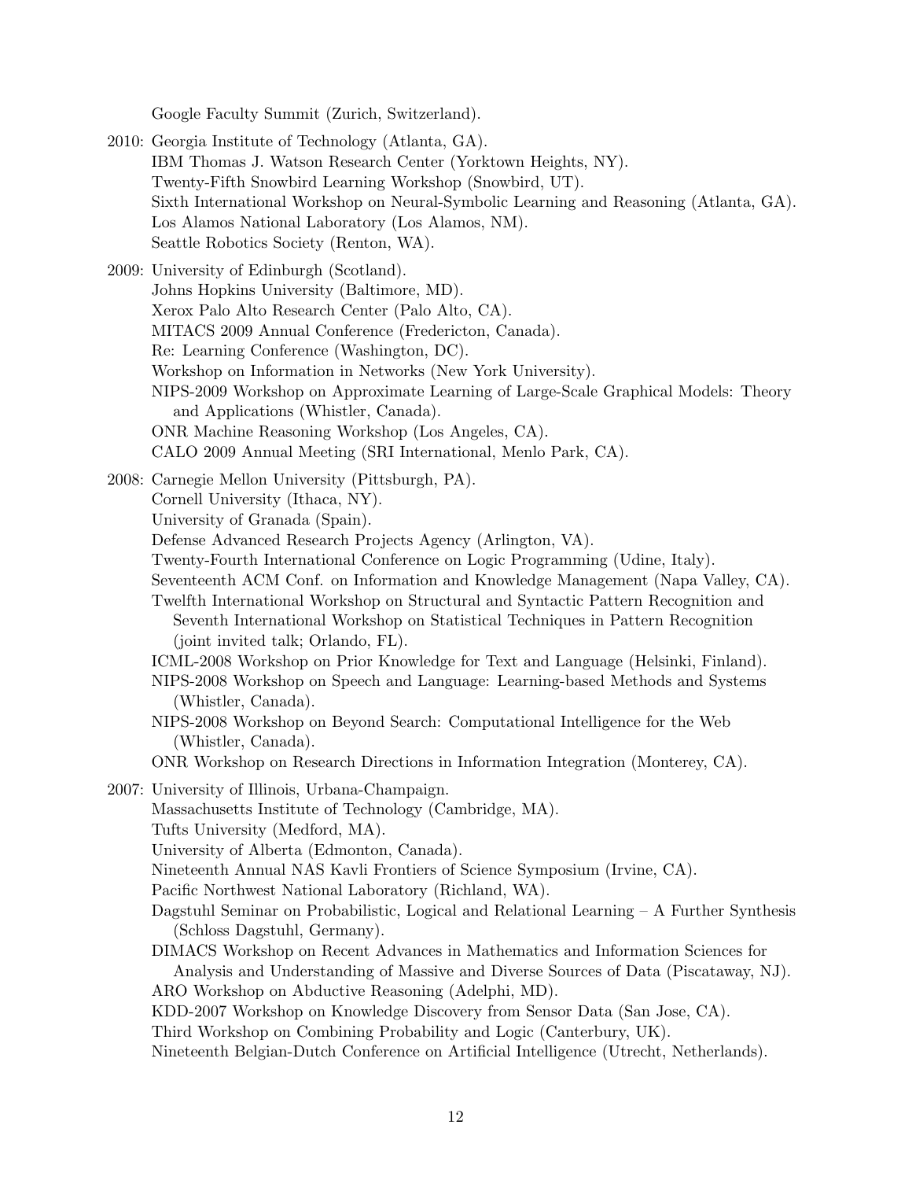Google Faculty Summit (Zurich, Switzerland).

2010: Georgia Institute of Technology (Atlanta, GA).
IBM Thomas J. Watson Research Center (Yorktown Heights, NY).
Twenty-Fifth Snowbird Learning Workshop (Snowbird, UT).
Sixth International Workshop on Neural-Symbolic Learning and Reasoning (Atlanta, GA).
Los Alamos National Laboratory (Los Alamos, NM).
Seattle Robotics Society (Renton, WA).

2009: University of Edinburgh (Scotland).
Johns Hopkins University (Baltimore, MD).
Xerox Palo Alto Research Center (Palo Alto, CA).
MITACS 2009 Annual Conference (Fredericton, Canada).
Re: Learning Conference (Washington, DC).
Workshop on Information in Networks (New York University).
NIPS-2009 Workshop on Approximate Learning of Large-Scale Graphical Models: Theory and Applications (Whistler, Canada).
ONR Machine Reasoning Workshop (Los Angeles, CA).
CALO 2009 Annual Meeting (SRI International, Menlo Park, CA).

2008: Carnegie Mellon University (Pittsburgh, PA).
Cornell University (Ithaca, NY).
University of Granada (Spain).
Defense Advanced Research Projects Agency (Arlington, VA).
Twenty-Fourth International Conference on Logic Programming (Udine, Italy).
Seventeenth ACM Conf. on Information and Knowledge Management (Napa Valley, CA).
Twelfth International Workshop on Structural and Syntactic Pattern Recognition and Seventh International Workshop on Statistical Techniques in Pattern Recognition (joint invited talk; Orlando, FL).
ICML-2008 Workshop on Prior Knowledge for Text and Language (Helsinki, Finland).
NIPS-2008 Workshop on Speech and Language: Learning-based Methods and Systems (Whistler, Canada).
NIPS-2008 Workshop on Beyond Search: Computational Intelligence for the Web (Whistler, Canada).
ONR Workshop on Research Directions in Information Integration (Monterey, CA).

2007: University of Illinois, Urbana-Champaign.
Massachusetts Institute of Technology (Cambridge, MA).
Tufts University (Medford, MA).
University of Alberta (Edmonton, Canada).
Nineteenth Annual NAS Kavli Frontiers of Science Symposium (Irvine, CA).
Pacific Northwest National Laboratory (Richland, WA).
Dagstuhl Seminar on Probabilistic, Logical and Relational Learning – A Further Synthesis (Schloss Dagstuhl, Germany).
DIMACS Workshop on Recent Advances in Mathematics and Information Sciences for Analysis and Understanding of Massive and Diverse Sources of Data (Piscataway, NJ).
ARO Workshop on Abductive Reasoning (Adelphi, MD).
KDD-2007 Workshop on Knowledge Discovery from Sensor Data (San Jose, CA).
Third Workshop on Combining Probability and Logic (Canterbury, UK).
Nineteenth Belgian-Dutch Conference on Artificial Intelligence (Utrecht, Netherlands).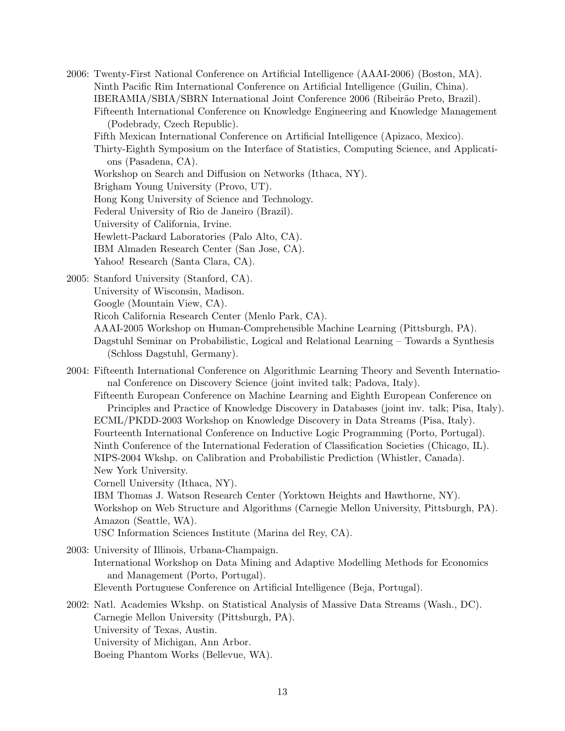2006: Twenty-First National Conference on Artificial Intelligence (AAAI-2006) (Boston, MA).
Ninth Pacific Rim International Conference on Artificial Intelligence (Guilin, China).
IBERAMIA/SBIA/SBRN International Joint Conference 2006 (Ribeirão Preto, Brazil).
Fifteenth International Conference on Knowledge Engineering and Knowledge Management (Podebrady, Czech Republic).
Fifth Mexican International Conference on Artificial Intelligence (Apizaco, Mexico).
Thirty-Eighth Symposium on the Interface of Statistics, Computing Science, and Applications (Pasadena, CA).
Workshop on Search and Diffusion on Networks (Ithaca, NY).
Brigham Young University (Provo, UT).
Hong Kong University of Science and Technology.
Federal University of Rio de Janeiro (Brazil).
University of California, Irvine.
Hewlett-Packard Laboratories (Palo Alto, CA).
IBM Almaden Research Center (San Jose, CA).
Yahoo! Research (Santa Clara, CA).

2005: Stanford University (Stanford, CA).
University of Wisconsin, Madison.
Google (Mountain View, CA).
Ricoh California Research Center (Menlo Park, CA).
AAAI-2005 Workshop on Human-Comprehensible Machine Learning (Pittsburgh, PA).
Dagstuhl Seminar on Probabilistic, Logical and Relational Learning – Towards a Synthesis (Schloss Dagstuhl, Germany).

2004: Fifteenth International Conference on Algorithmic Learning Theory and Seventh International Conference on Discovery Science (joint invited talk; Padova, Italy).
Fifteenth European Conference on Machine Learning and Eighth European Conference on Principles and Practice of Knowledge Discovery in Databases (joint inv. talk; Pisa, Italy).
ECML/PKDD-2003 Workshop on Knowledge Discovery in Data Streams (Pisa, Italy).
Fourteenth International Conference on Inductive Logic Programming (Porto, Portugal).
Ninth Conference of the International Federation of Classification Societies (Chicago, IL).
NIPS-2004 Wkshp. on Calibration and Probabilistic Prediction (Whistler, Canada).
New York University.
Cornell University (Ithaca, NY).
IBM Thomas J. Watson Research Center (Yorktown Heights and Hawthorne, NY).
Workshop on Web Structure and Algorithms (Carnegie Mellon University, Pittsburgh, PA).
Amazon (Seattle, WA).
USC Information Sciences Institute (Marina del Rey, CA).

2003: University of Illinois, Urbana-Champaign.
International Workshop on Data Mining and Adaptive Modelling Methods for Economics and Management (Porto, Portugal).
Eleventh Portuguese Conference on Artificial Intelligence (Beja, Portugal).

2002: Natl. Academies Wkshp. on Statistical Analysis of Massive Data Streams (Wash., DC).
Carnegie Mellon University (Pittsburgh, PA).
University of Texas, Austin.
University of Michigan, Ann Arbor.
Boeing Phantom Works (Bellevue, WA).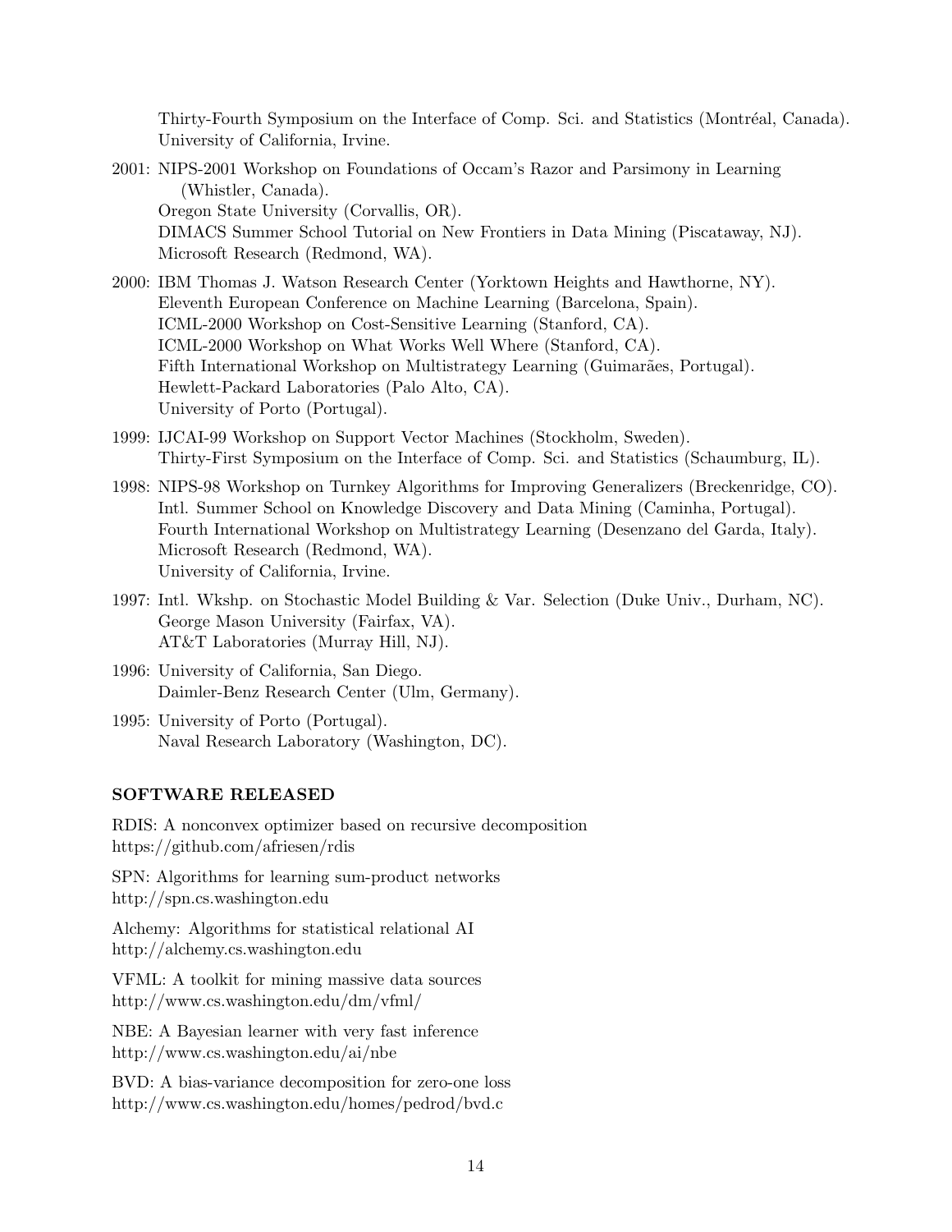Thirty-Fourth Symposium on the Interface of Comp. Sci. and Statistics (Montréal, Canada).
University of California, Irvine.

2001: NIPS-2001 Workshop on Foundations of Occam's Razor and Parsimony in Learning (Whistler, Canada).
Oregon State University (Corvallis, OR).
DIMACS Summer School Tutorial on New Frontiers in Data Mining (Piscataway, NJ).
Microsoft Research (Redmond, WA).

2000: IBM Thomas J. Watson Research Center (Yorktown Heights and Hawthorne, NY).
Eleventh European Conference on Machine Learning (Barcelona, Spain).
ICML-2000 Workshop on Cost-Sensitive Learning (Stanford, CA).
ICML-2000 Workshop on What Works Well Where (Stanford, CA).
Fifth International Workshop on Multistrategy Learning (Guimarães, Portugal).
Hewlett-Packard Laboratories (Palo Alto, CA).
University of Porto (Portugal).

1999: IJCAI-99 Workshop on Support Vector Machines (Stockholm, Sweden).
Thirty-First Symposium on the Interface of Comp. Sci. and Statistics (Schaumburg, IL).

1998: NIPS-98 Workshop on Turnkey Algorithms for Improving Generalizers (Breckenridge, CO).
Intl. Summer School on Knowledge Discovery and Data Mining (Caminha, Portugal).
Fourth International Workshop on Multistrategy Learning (Desenzano del Garda, Italy).
Microsoft Research (Redmond, WA).
University of California, Irvine.

1997: Intl. Wkshp. on Stochastic Model Building & Var. Selection (Duke Univ., Durham, NC).
George Mason University (Fairfax, VA).
AT&T Laboratories (Murray Hill, NJ).

1996: University of California, San Diego.
Daimler-Benz Research Center (Ulm, Germany).

1995: University of Porto (Portugal).
Naval Research Laboratory (Washington, DC).

## SOFTWARE RELEASED

RDIS: A nonconvex optimizer based on recursive decomposition
https://github.com/afriesen/rdis

SPN: Algorithms for learning sum-product networks
http://spn.cs.washington.edu

Alchemy: Algorithms for statistical relational AI
http://alchemy.cs.washington.edu

VFML: A toolkit for mining massive data sources
http://www.cs.washington.edu/dm/vfml/

NBE: A Bayesian learner with very fast inference
http://www.cs.washington.edu/ai/nbe

BVD: A bias-variance decomposition for zero-one loss
http://www.cs.washington.edu/homes/pedrod/bvd.c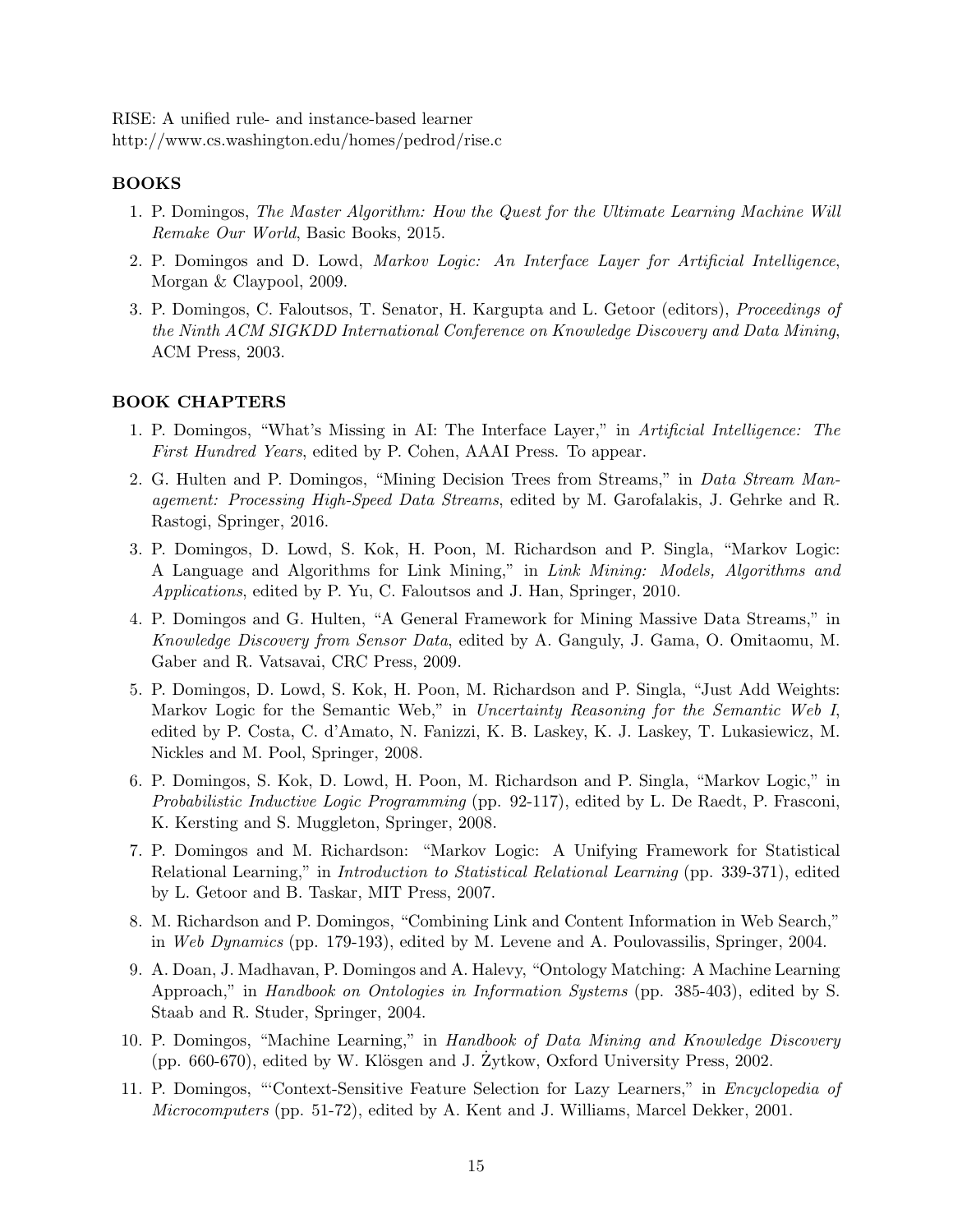RISE: A unified rule- and instance-based learner
http://www.cs.washington.edu/homes/pedrod/rise.c

## BOOKS

1. P. Domingos, *The Master Algorithm: How the Quest for the Ultimate Learning Machine Will Remake Our World*, Basic Books, 2015.
2. P. Domingos and D. Lowd, *Markov Logic: An Interface Layer for Artificial Intelligence*, Morgan & Claypool, 2009.
3. P. Domingos, C. Faloutsos, T. Senator, H. Kargupta and L. Getoor (editors), *Proceedings of the Ninth ACM SIGKDD International Conference on Knowledge Discovery and Data Mining*, ACM Press, 2003.

## BOOK CHAPTERS

1. P. Domingos, "What's Missing in AI: The Interface Layer," in *Artificial Intelligence: The First Hundred Years*, edited by P. Cohen, AAAI Press. To appear.
2. G. Hulten and P. Domingos, "Mining Decision Trees from Streams," in *Data Stream Management: Processing High-Speed Data Streams*, edited by M. Garofalakis, J. Gehrke and R. Rastogi, Springer, 2016.
3. P. Domingos, D. Lowd, S. Kok, H. Poon, M. Richardson and P. Singla, "Markov Logic: A Language and Algorithms for Link Mining," in *Link Mining: Models, Algorithms and Applications*, edited by P. Yu, C. Faloutsos and J. Han, Springer, 2010.
4. P. Domingos and G. Hulten, "A General Framework for Mining Massive Data Streams," in *Knowledge Discovery from Sensor Data*, edited by A. Ganguly, J. Gama, O. Omitaomu, M. Gaber and R. Vatsavai, CRC Press, 2009.
5. P. Domingos, D. Lowd, S. Kok, H. Poon, M. Richardson and P. Singla, "Just Add Weights: Markov Logic for the Semantic Web," in *Uncertainty Reasoning for the Semantic Web I*, edited by P. Costa, C. d'Amato, N. Fanizzi, K. B. Laskey, K. J. Laskey, T. Lukasiewicz, M. Nickles and M. Pool, Springer, 2008.
6. P. Domingos, S. Kok, D. Lowd, H. Poon, M. Richardson and P. Singla, "Markov Logic," in *Probabilistic Inductive Logic Programming* (pp. 92-117), edited by L. De Raedt, P. Frasconi, K. Kersting and S. Muggleton, Springer, 2008.
7. P. Domingos and M. Richardson: "Markov Logic: A Unifying Framework for Statistical Relational Learning," in *Introduction to Statistical Relational Learning* (pp. 339-371), edited by L. Getoor and B. Taskar, MIT Press, 2007.
8. M. Richardson and P. Domingos, "Combining Link and Content Information in Web Search," in *Web Dynamics* (pp. 179-193), edited by M. Levene and A. Poulovassilis, Springer, 2004.
9. A. Doan, J. Madhavan, P. Domingos and A. Halevy, "Ontology Matching: A Machine Learning Approach," in *Handbook on Ontologies in Information Systems* (pp. 385-403), edited by S. Staab and R. Studer, Springer, 2004.
10. P. Domingos, "Machine Learning," in *Handbook of Data Mining and Knowledge Discovery* (pp. 660-670), edited by W. Klösgen and J. Żytkow, Oxford University Press, 2002.
11. P. Domingos, "'Context-Sensitive Feature Selection for Lazy Learners," in *Encyclopedia of Microcomputers* (pp. 51-72), edited by A. Kent and J. Williams, Marcel Dekker, 2001.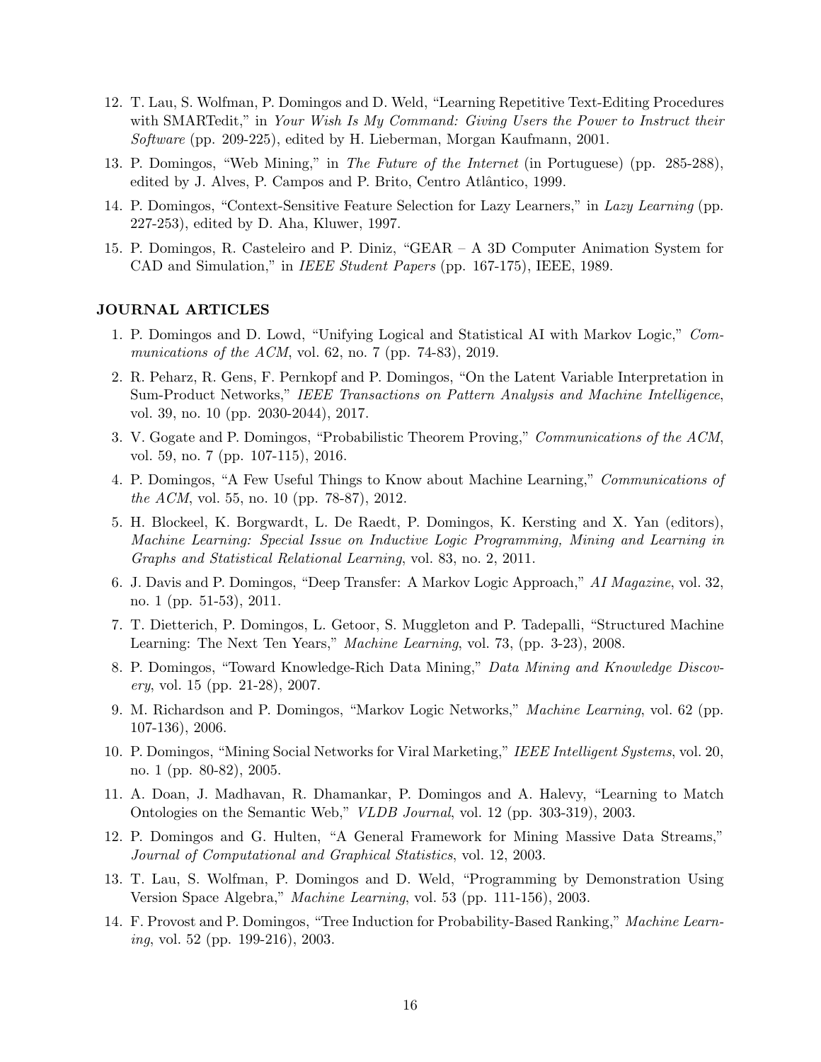12. T. Lau, S. Wolfman, P. Domingos and D. Weld, "Learning Repetitive Text-Editing Procedures with SMARTedit," in *Your Wish Is My Command: Giving Users the Power to Instruct their Software* (pp. 209-225), edited by H. Lieberman, Morgan Kaufmann, 2001.
13. P. Domingos, "Web Mining," in *The Future of the Internet* (in Portuguese) (pp. 285-288), edited by J. Alves, P. Campos and P. Brito, Centro Atlântico, 1999.
14. P. Domingos, "Context-Sensitive Feature Selection for Lazy Learners," in *Lazy Learning* (pp. 227-253), edited by D. Aha, Kluwer, 1997.
15. P. Domingos, R. Casteleiro and P. Diniz, "GEAR – A 3D Computer Animation System for CAD and Simulation," in *IEEE Student Papers* (pp. 167-175), IEEE, 1989.

## JOURNAL ARTICLES

1. P. Domingos and D. Lowd, "Unifying Logical and Statistical AI with Markov Logic," *Communications of the ACM*, vol. 62, no. 7 (pp. 74-83), 2019.
2. R. Peharz, R. Gens, F. Pernkopf and P. Domingos, "On the Latent Variable Interpretation in Sum-Product Networks," *IEEE Transactions on Pattern Analysis and Machine Intelligence*, vol. 39, no. 10 (pp. 2030-2044), 2017.
3. V. Gogate and P. Domingos, "Probabilistic Theorem Proving," *Communications of the ACM*, vol. 59, no. 7 (pp. 107-115), 2016.
4. P. Domingos, "A Few Useful Things to Know about Machine Learning," *Communications of the ACM*, vol. 55, no. 10 (pp. 78-87), 2012.
5. H. Blockeel, K. Borgwardt, L. De Raedt, P. Domingos, K. Kersting and X. Yan (editors), *Machine Learning: Special Issue on Inductive Logic Programming, Mining and Learning in Graphs and Statistical Relational Learning*, vol. 83, no. 2, 2011.
6. J. Davis and P. Domingos, "Deep Transfer: A Markov Logic Approach," *AI Magazine*, vol. 32, no. 1 (pp. 51-53), 2011.
7. T. Dietterich, P. Domingos, L. Getoor, S. Muggleton and P. Tadepalli, "Structured Machine Learning: The Next Ten Years," *Machine Learning*, vol. 73, (pp. 3-23), 2008.
8. P. Domingos, "Toward Knowledge-Rich Data Mining," *Data Mining and Knowledge Discovery*, vol. 15 (pp. 21-28), 2007.
9. M. Richardson and P. Domingos, "Markov Logic Networks," *Machine Learning*, vol. 62 (pp. 107-136), 2006.
10. P. Domingos, "Mining Social Networks for Viral Marketing," *IEEE Intelligent Systems*, vol. 20, no. 1 (pp. 80-82), 2005.
11. A. Doan, J. Madhavan, R. Dhamankar, P. Domingos and A. Halevy, "Learning to Match Ontologies on the Semantic Web," *VLDB Journal*, vol. 12 (pp. 303-319), 2003.
12. P. Domingos and G. Hulten, "A General Framework for Mining Massive Data Streams," *Journal of Computational and Graphical Statistics*, vol. 12, 2003.
13. T. Lau, S. Wolfman, P. Domingos and D. Weld, "Programming by Demonstration Using Version Space Algebra," *Machine Learning*, vol. 53 (pp. 111-156), 2003.
14. F. Provost and P. Domingos, "Tree Induction for Probability-Based Ranking," *Machine Learning*, vol. 52 (pp. 199-216), 2003.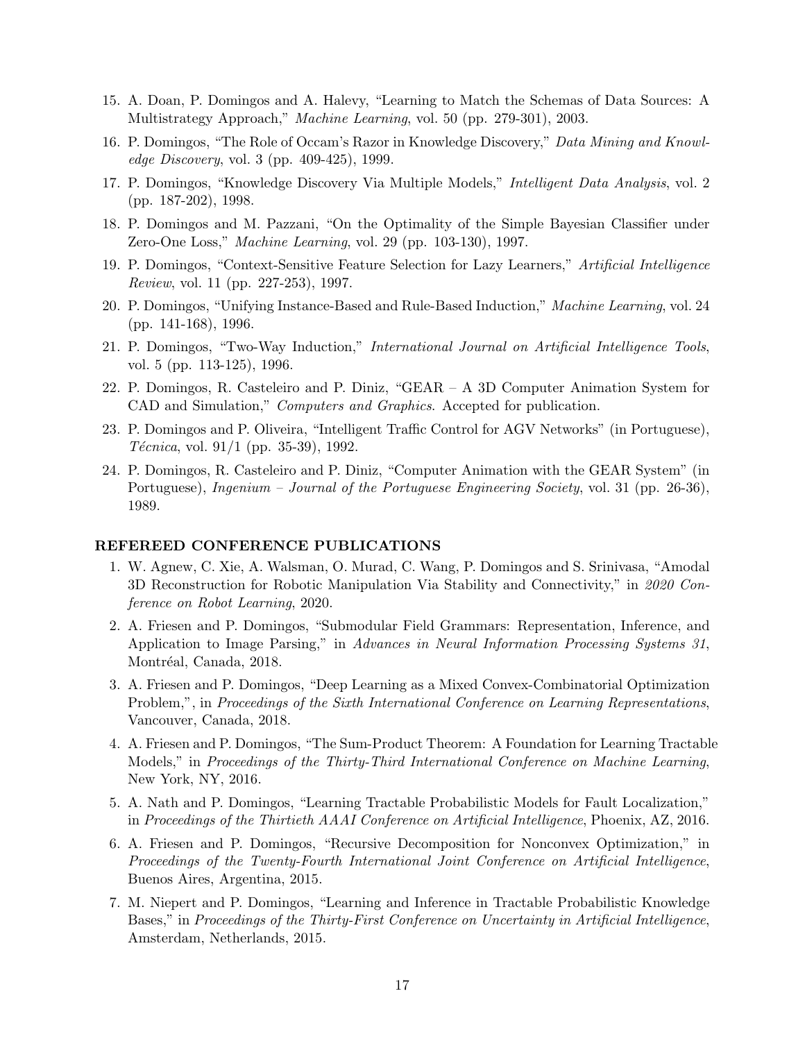15. A. Doan, P. Domingos and A. Halevy, "Learning to Match the Schemas of Data Sources: A Multistrategy Approach," *Machine Learning*, vol. 50 (pp. 279-301), 2003.
16. P. Domingos, "The Role of Occam's Razor in Knowledge Discovery," *Data Mining and Knowledge Discovery*, vol. 3 (pp. 409-425), 1999.
17. P. Domingos, "Knowledge Discovery Via Multiple Models," *Intelligent Data Analysis*, vol. 2 (pp. 187-202), 1998.
18. P. Domingos and M. Pazzani, "On the Optimality of the Simple Bayesian Classifier under Zero-One Loss," *Machine Learning*, vol. 29 (pp. 103-130), 1997.
19. P. Domingos, "Context-Sensitive Feature Selection for Lazy Learners," *Artificial Intelligence Review*, vol. 11 (pp. 227-253), 1997.
20. P. Domingos, "Unifying Instance-Based and Rule-Based Induction," *Machine Learning*, vol. 24 (pp. 141-168), 1996.
21. P. Domingos, "Two-Way Induction," *International Journal on Artificial Intelligence Tools*, vol. 5 (pp. 113-125), 1996.
22. P. Domingos, R. Casteleiro and P. Diniz, "GEAR – A 3D Computer Animation System for CAD and Simulation," *Computers and Graphics*. Accepted for publication.
23. P. Domingos and P. Oliveira, "Intelligent Traffic Control for AGV Networks" (in Portuguese), *Técnica*, vol. 91/1 (pp. 35-39), 1992.
24. P. Domingos, R. Casteleiro and P. Diniz, "Computer Animation with the GEAR System" (in Portuguese), *Ingenium – Journal of the Portuguese Engineering Society*, vol. 31 (pp. 26-36), 1989.

### REFEREED CONFERENCE PUBLICATIONS

1. W. Agnew, C. Xie, A. Walsman, O. Murad, C. Wang, P. Domingos and S. Srinivasa, "Amodal 3D Reconstruction for Robotic Manipulation Via Stability and Connectivity," in *2020 Conference on Robot Learning*, 2020.
2. A. Friesen and P. Domingos, "Submodular Field Grammars: Representation, Inference, and Application to Image Parsing," in *Advances in Neural Information Processing Systems 31*, Montréal, Canada, 2018.
3. A. Friesen and P. Domingos, "Deep Learning as a Mixed Convex-Combinatorial Optimization Problem,", in *Proceedings of the Sixth International Conference on Learning Representations*, Vancouver, Canada, 2018.
4. A. Friesen and P. Domingos, "The Sum-Product Theorem: A Foundation for Learning Tractable Models," in *Proceedings of the Thirty-Third International Conference on Machine Learning*, New York, NY, 2016.
5. A. Nath and P. Domingos, "Learning Tractable Probabilistic Models for Fault Localization," in *Proceedings of the Thirtieth AAAI Conference on Artificial Intelligence*, Phoenix, AZ, 2016.
6. A. Friesen and P. Domingos, "Recursive Decomposition for Nonconvex Optimization," in *Proceedings of the Twenty-Fourth International Joint Conference on Artificial Intelligence*, Buenos Aires, Argentina, 2015.
7. M. Niepert and P. Domingos, "Learning and Inference in Tractable Probabilistic Knowledge Bases," in *Proceedings of the Thirty-First Conference on Uncertainty in Artificial Intelligence*, Amsterdam, Netherlands, 2015.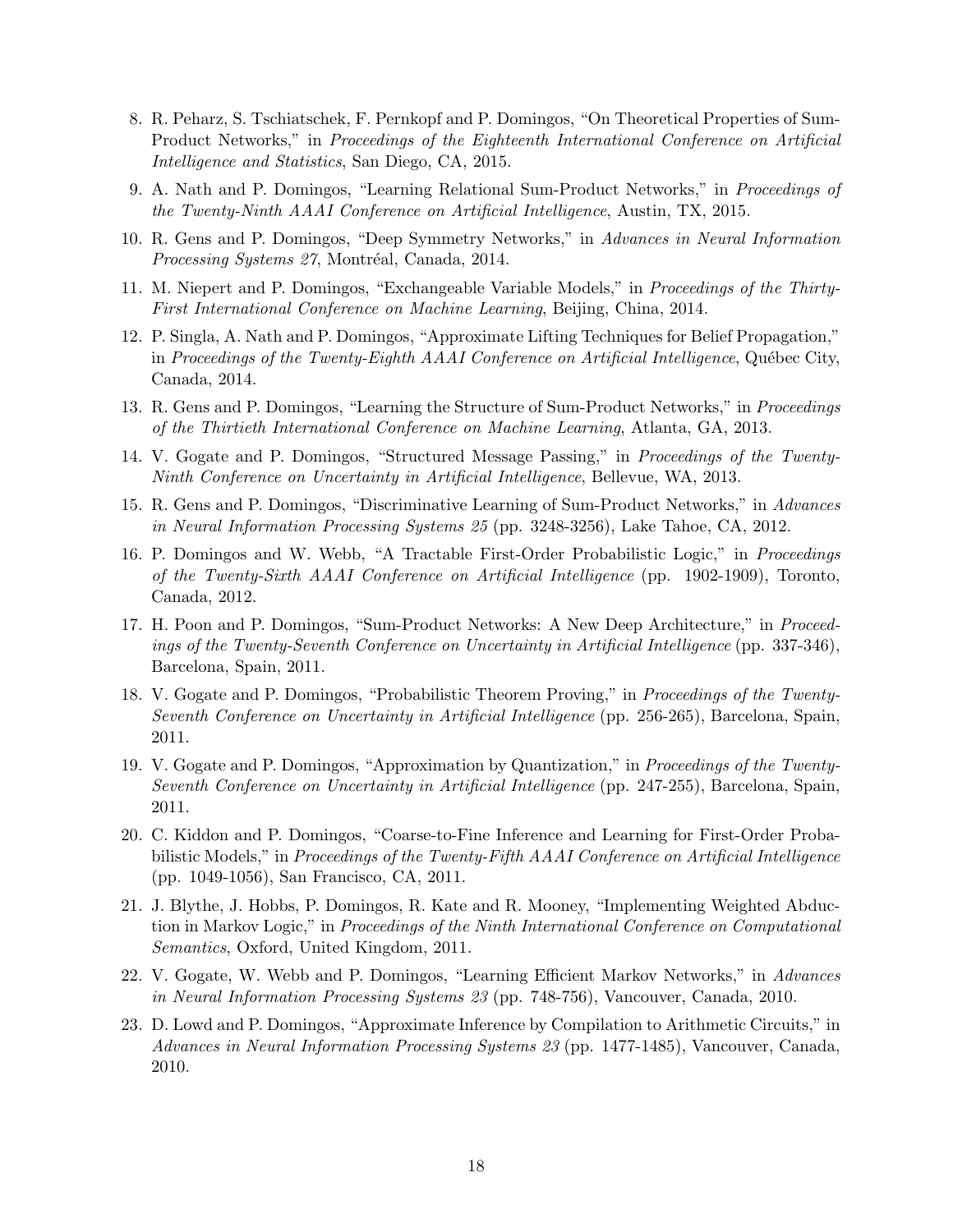8. R. Peharz, S. Tschiatschek, F. Pernkopf and P. Domingos, "On Theoretical Properties of Sum-Product Networks," in *Proceedings of the Eighteenth International Conference on Artificial Intelligence and Statistics*, San Diego, CA, 2015.
9. A. Nath and P. Domingos, "Learning Relational Sum-Product Networks," in *Proceedings of the Twenty-Ninth AAAI Conference on Artificial Intelligence*, Austin, TX, 2015.
10. R. Gens and P. Domingos, "Deep Symmetry Networks," in *Advances in Neural Information Processing Systems 27*, Montréal, Canada, 2014.
11. M. Niepert and P. Domingos, "Exchangeable Variable Models," in *Proceedings of the Thirty-First International Conference on Machine Learning*, Beijing, China, 2014.
12. P. Singla, A. Nath and P. Domingos, "Approximate Lifting Techniques for Belief Propagation," in *Proceedings of the Twenty-Eighth AAAI Conference on Artificial Intelligence*, Québec City, Canada, 2014.
13. R. Gens and P. Domingos, "Learning the Structure of Sum-Product Networks," in *Proceedings of the Thirtieth International Conference on Machine Learning*, Atlanta, GA, 2013.
14. V. Gogate and P. Domingos, "Structured Message Passing," in *Proceedings of the Twenty-Ninth Conference on Uncertainty in Artificial Intelligence*, Bellevue, WA, 2013.
15. R. Gens and P. Domingos, "Discriminative Learning of Sum-Product Networks," in *Advances in Neural Information Processing Systems 25* (pp. 3248-3256), Lake Tahoe, CA, 2012.
16. P. Domingos and W. Webb, "A Tractable First-Order Probabilistic Logic," in *Proceedings of the Twenty-Sixth AAAI Conference on Artificial Intelligence* (pp. 1902-1909), Toronto, Canada, 2012.
17. H. Poon and P. Domingos, "Sum-Product Networks: A New Deep Architecture," in *Proceedings of the Twenty-Seventh Conference on Uncertainty in Artificial Intelligence* (pp. 337-346), Barcelona, Spain, 2011.
18. V. Gogate and P. Domingos, "Probabilistic Theorem Proving," in *Proceedings of the Twenty-Seventh Conference on Uncertainty in Artificial Intelligence* (pp. 256-265), Barcelona, Spain, 2011.
19. V. Gogate and P. Domingos, "Approximation by Quantization," in *Proceedings of the Twenty-Seventh Conference on Uncertainty in Artificial Intelligence* (pp. 247-255), Barcelona, Spain, 2011.
20. C. Kiddon and P. Domingos, "Coarse-to-Fine Inference and Learning for First-Order Probabilistic Models," in *Proceedings of the Twenty-Fifth AAAI Conference on Artificial Intelligence* (pp. 1049-1056), San Francisco, CA, 2011.
21. J. Blythe, J. Hobbs, P. Domingos, R. Kate and R. Mooney, "Implementing Weighted Abduction in Markov Logic," in *Proceedings of the Ninth International Conference on Computational Semantics*, Oxford, United Kingdom, 2011.
22. V. Gogate, W. Webb and P. Domingos, "Learning Efficient Markov Networks," in *Advances in Neural Information Processing Systems 23* (pp. 748-756), Vancouver, Canada, 2010.
23. D. Lowd and P. Domingos, "Approximate Inference by Compilation to Arithmetic Circuits," in *Advances in Neural Information Processing Systems 23* (pp. 1477-1485), Vancouver, Canada, 2010.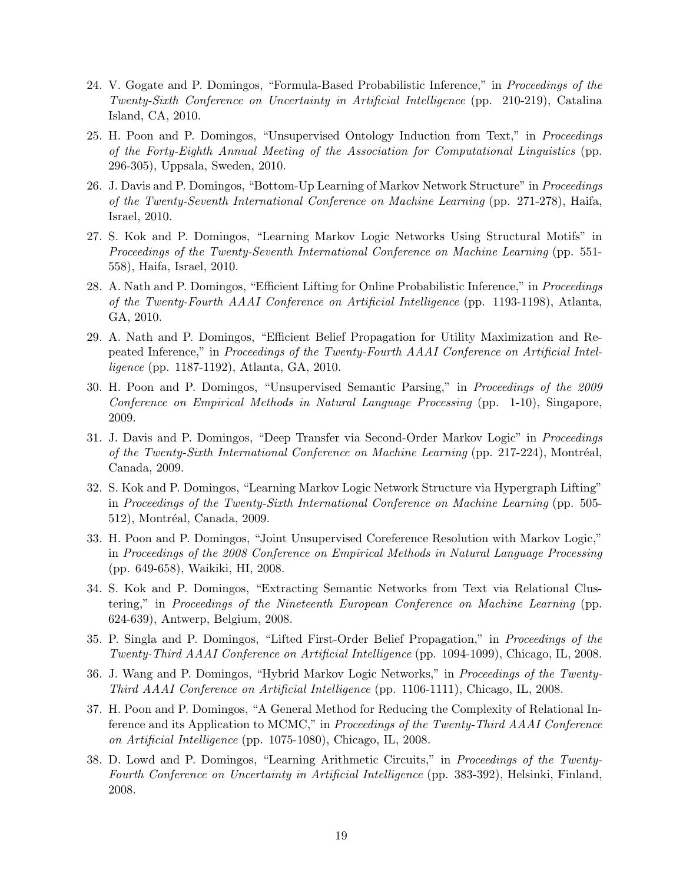24. V. Gogate and P. Domingos, "Formula-Based Probabilistic Inference," in *Proceedings of the Twenty-Sixth Conference on Uncertainty in Artificial Intelligence* (pp. 210-219), Catalina Island, CA, 2010.

25. H. Poon and P. Domingos, "Unsupervised Ontology Induction from Text," in *Proceedings of the Forty-Eighth Annual Meeting of the Association for Computational Linguistics* (pp. 296-305), Uppsala, Sweden, 2010.

26. J. Davis and P. Domingos, "Bottom-Up Learning of Markov Network Structure" in *Proceedings of the Twenty-Seventh International Conference on Machine Learning* (pp. 271-278), Haifa, Israel, 2010.

27. S. Kok and P. Domingos, "Learning Markov Logic Networks Using Structural Motifs" in *Proceedings of the Twenty-Seventh International Conference on Machine Learning* (pp. 551-558), Haifa, Israel, 2010.

28. A. Nath and P. Domingos, "Efficient Lifting for Online Probabilistic Inference," in *Proceedings of the Twenty-Fourth AAAI Conference on Artificial Intelligence* (pp. 1193-1198), Atlanta, GA, 2010.

29. A. Nath and P. Domingos, "Efficient Belief Propagation for Utility Maximization and Repeated Inference," in *Proceedings of the Twenty-Fourth AAAI Conference on Artificial Intelligence* (pp. 1187-1192), Atlanta, GA, 2010.

30. H. Poon and P. Domingos, "Unsupervised Semantic Parsing," in *Proceedings of the 2009 Conference on Empirical Methods in Natural Language Processing* (pp. 1-10), Singapore, 2009.

31. J. Davis and P. Domingos, "Deep Transfer via Second-Order Markov Logic" in *Proceedings of the Twenty-Sixth International Conference on Machine Learning* (pp. 217-224), Montréal, Canada, 2009.

32. S. Kok and P. Domingos, "Learning Markov Logic Network Structure via Hypergraph Lifting" in *Proceedings of the Twenty-Sixth International Conference on Machine Learning* (pp. 505-512), Montréal, Canada, 2009.

33. H. Poon and P. Domingos, "Joint Unsupervised Coreference Resolution with Markov Logic," in *Proceedings of the 2008 Conference on Empirical Methods in Natural Language Processing* (pp. 649-658), Waikiki, HI, 2008.

34. S. Kok and P. Domingos, "Extracting Semantic Networks from Text via Relational Clustering," in *Proceedings of the Nineteenth European Conference on Machine Learning* (pp. 624-639), Antwerp, Belgium, 2008.

35. P. Singla and P. Domingos, "Lifted First-Order Belief Propagation," in *Proceedings of the Twenty-Third AAAI Conference on Artificial Intelligence* (pp. 1094-1099), Chicago, IL, 2008.

36. J. Wang and P. Domingos, "Hybrid Markov Logic Networks," in *Proceedings of the Twenty-Third AAAI Conference on Artificial Intelligence* (pp. 1106-1111), Chicago, IL, 2008.

37. H. Poon and P. Domingos, "A General Method for Reducing the Complexity of Relational Inference and its Application to MCMC," in *Proceedings of the Twenty-Third AAAI Conference on Artificial Intelligence* (pp. 1075-1080), Chicago, IL, 2008.

38. D. Lowd and P. Domingos, "Learning Arithmetic Circuits," in *Proceedings of the Twenty-Fourth Conference on Uncertainty in Artificial Intelligence* (pp. 383-392), Helsinki, Finland, 2008.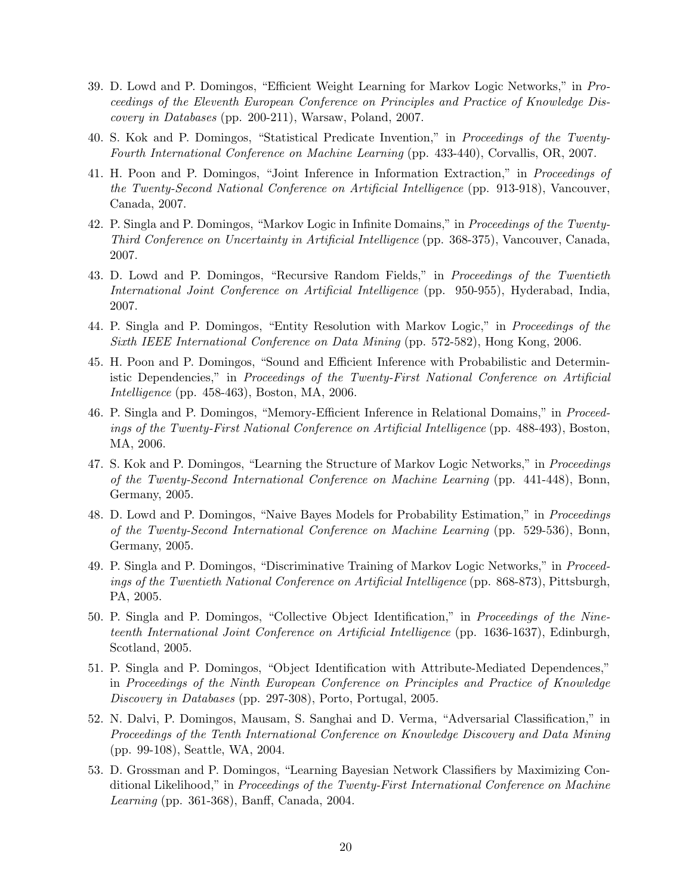39. D. Lowd and P. Domingos, "Efficient Weight Learning for Markov Logic Networks," in *Proceedings of the Eleventh European Conference on Principles and Practice of Knowledge Discovery in Databases* (pp. 200-211), Warsaw, Poland, 2007.

40. S. Kok and P. Domingos, "Statistical Predicate Invention," in *Proceedings of the Twenty-Fourth International Conference on Machine Learning* (pp. 433-440), Corvallis, OR, 2007.

41. H. Poon and P. Domingos, "Joint Inference in Information Extraction," in *Proceedings of the Twenty-Second National Conference on Artificial Intelligence* (pp. 913-918), Vancouver, Canada, 2007.

42. P. Singla and P. Domingos, "Markov Logic in Infinite Domains," in *Proceedings of the Twenty-Third Conference on Uncertainty in Artificial Intelligence* (pp. 368-375), Vancouver, Canada, 2007.

43. D. Lowd and P. Domingos, "Recursive Random Fields," in *Proceedings of the Twentieth International Joint Conference on Artificial Intelligence* (pp. 950-955), Hyderabad, India, 2007.

44. P. Singla and P. Domingos, "Entity Resolution with Markov Logic," in *Proceedings of the Sixth IEEE International Conference on Data Mining* (pp. 572-582), Hong Kong, 2006.

45. H. Poon and P. Domingos, "Sound and Efficient Inference with Probabilistic and Deterministic Dependencies," in *Proceedings of the Twenty-First National Conference on Artificial Intelligence* (pp. 458-463), Boston, MA, 2006.

46. P. Singla and P. Domingos, "Memory-Efficient Inference in Relational Domains," in *Proceedings of the Twenty-First National Conference on Artificial Intelligence* (pp. 488-493), Boston, MA, 2006.

47. S. Kok and P. Domingos, "Learning the Structure of Markov Logic Networks," in *Proceedings of the Twenty-Second International Conference on Machine Learning* (pp. 441-448), Bonn, Germany, 2005.

48. D. Lowd and P. Domingos, "Naive Bayes Models for Probability Estimation," in *Proceedings of the Twenty-Second International Conference on Machine Learning* (pp. 529-536), Bonn, Germany, 2005.

49. P. Singla and P. Domingos, "Discriminative Training of Markov Logic Networks," in *Proceedings of the Twentieth National Conference on Artificial Intelligence* (pp. 868-873), Pittsburgh, PA, 2005.

50. P. Singla and P. Domingos, "Collective Object Identification," in *Proceedings of the Nineteenth International Joint Conference on Artificial Intelligence* (pp. 1636-1637), Edinburgh, Scotland, 2005.

51. P. Singla and P. Domingos, "Object Identification with Attribute-Mediated Dependences," in *Proceedings of the Ninth European Conference on Principles and Practice of Knowledge Discovery in Databases* (pp. 297-308), Porto, Portugal, 2005.

52. N. Dalvi, P. Domingos, Mausam, S. Sanghai and D. Verma, "Adversarial Classification," in *Proceedings of the Tenth International Conference on Knowledge Discovery and Data Mining* (pp. 99-108), Seattle, WA, 2004.

53. D. Grossman and P. Domingos, "Learning Bayesian Network Classifiers by Maximizing Conditional Likelihood," in *Proceedings of the Twenty-First International Conference on Machine Learning* (pp. 361-368), Banff, Canada, 2004.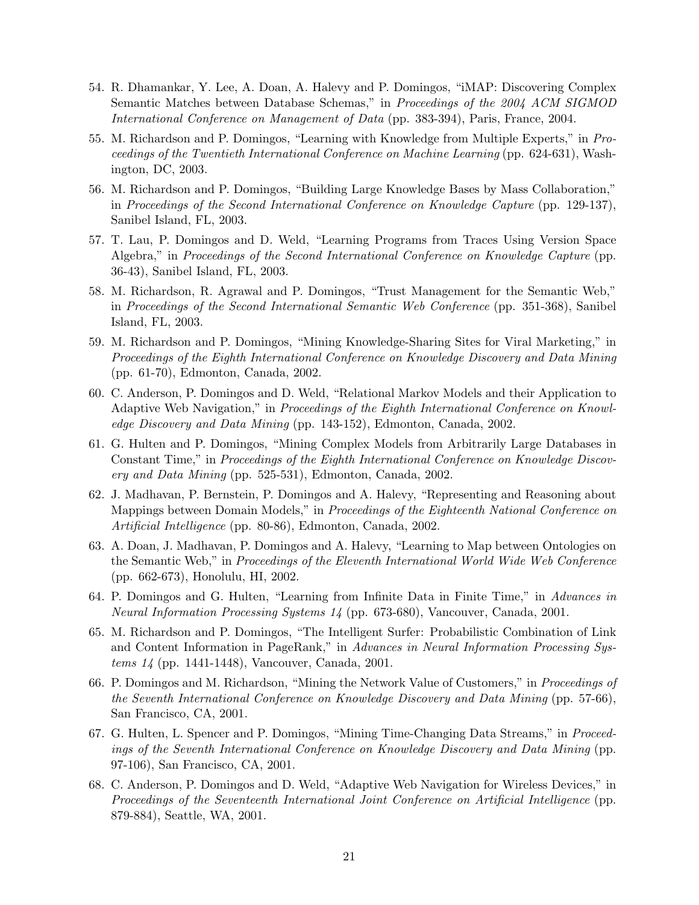54. R. Dhamankar, Y. Lee, A. Doan, A. Halevy and P. Domingos, "iMAP: Discovering Complex Semantic Matches between Database Schemas," in *Proceedings of the 2004 ACM SIGMOD International Conference on Management of Data* (pp. 383-394), Paris, France, 2004.
55. M. Richardson and P. Domingos, "Learning with Knowledge from Multiple Experts," in *Proceedings of the Twentieth International Conference on Machine Learning* (pp. 624-631), Washington, DC, 2003.
56. M. Richardson and P. Domingos, "Building Large Knowledge Bases by Mass Collaboration," in *Proceedings of the Second International Conference on Knowledge Capture* (pp. 129-137), Sanibel Island, FL, 2003.
57. T. Lau, P. Domingos and D. Weld, "Learning Programs from Traces Using Version Space Algebra," in *Proceedings of the Second International Conference on Knowledge Capture* (pp. 36-43), Sanibel Island, FL, 2003.
58. M. Richardson, R. Agrawal and P. Domingos, "Trust Management for the Semantic Web," in *Proceedings of the Second International Semantic Web Conference* (pp. 351-368), Sanibel Island, FL, 2003.
59. M. Richardson and P. Domingos, "Mining Knowledge-Sharing Sites for Viral Marketing," in *Proceedings of the Eighth International Conference on Knowledge Discovery and Data Mining* (pp. 61-70), Edmonton, Canada, 2002.
60. C. Anderson, P. Domingos and D. Weld, "Relational Markov Models and their Application to Adaptive Web Navigation," in *Proceedings of the Eighth International Conference on Knowledge Discovery and Data Mining* (pp. 143-152), Edmonton, Canada, 2002.
61. G. Hulten and P. Domingos, "Mining Complex Models from Arbitrarily Large Databases in Constant Time," in *Proceedings of the Eighth International Conference on Knowledge Discovery and Data Mining* (pp. 525-531), Edmonton, Canada, 2002.
62. J. Madhavan, P. Bernstein, P. Domingos and A. Halevy, "Representing and Reasoning about Mappings between Domain Models," in *Proceedings of the Eighteenth National Conference on Artificial Intelligence* (pp. 80-86), Edmonton, Canada, 2002.
63. A. Doan, J. Madhavan, P. Domingos and A. Halevy, "Learning to Map between Ontologies on the Semantic Web," in *Proceedings of the Eleventh International World Wide Web Conference* (pp. 662-673), Honolulu, HI, 2002.
64. P. Domingos and G. Hulten, "Learning from Infinite Data in Finite Time," in *Advances in Neural Information Processing Systems 14* (pp. 673-680), Vancouver, Canada, 2001.
65. M. Richardson and P. Domingos, "The Intelligent Surfer: Probabilistic Combination of Link and Content Information in PageRank," in *Advances in Neural Information Processing Systems 14* (pp. 1441-1448), Vancouver, Canada, 2001.
66. P. Domingos and M. Richardson, "Mining the Network Value of Customers," in *Proceedings of the Seventh International Conference on Knowledge Discovery and Data Mining* (pp. 57-66), San Francisco, CA, 2001.
67. G. Hulten, L. Spencer and P. Domingos, "Mining Time-Changing Data Streams," in *Proceedings of the Seventh International Conference on Knowledge Discovery and Data Mining* (pp. 97-106), San Francisco, CA, 2001.
68. C. Anderson, P. Domingos and D. Weld, "Adaptive Web Navigation for Wireless Devices," in *Proceedings of the Seventeenth International Joint Conference on Artificial Intelligence* (pp. 879-884), Seattle, WA, 2001.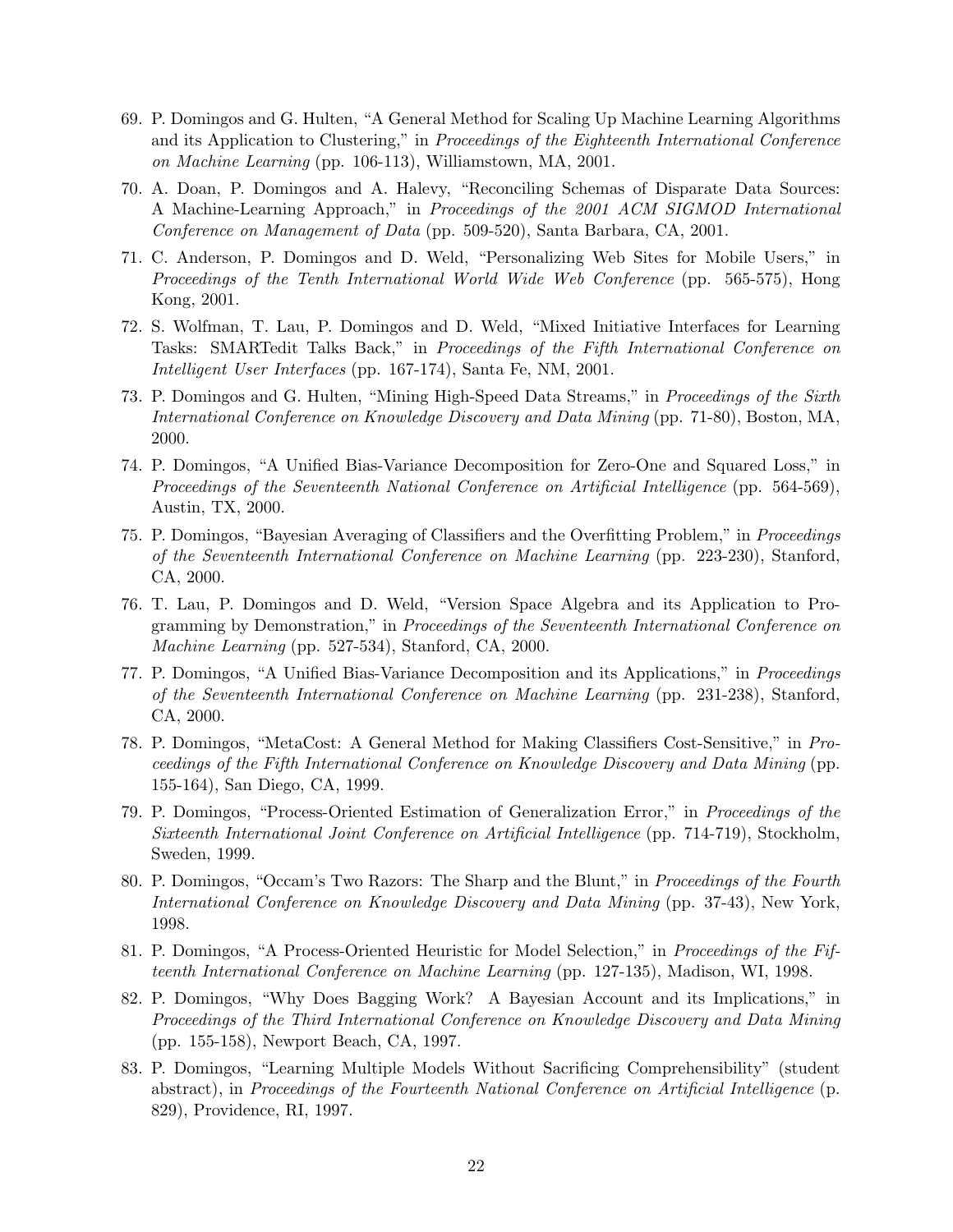69. P. Domingos and G. Hulten, "A General Method for Scaling Up Machine Learning Algorithms and its Application to Clustering," in *Proceedings of the Eighteenth International Conference on Machine Learning* (pp. 106-113), Williamstown, MA, 2001.

70. A. Doan, P. Domingos and A. Halevy, "Reconciling Schemas of Disparate Data Sources: A Machine-Learning Approach," in *Proceedings of the 2001 ACM SIGMOD International Conference on Management of Data* (pp. 509-520), Santa Barbara, CA, 2001.

71. C. Anderson, P. Domingos and D. Weld, "Personalizing Web Sites for Mobile Users," in *Proceedings of the Tenth International World Wide Web Conference* (pp. 565-575), Hong Kong, 2001.

72. S. Wolfman, T. Lau, P. Domingos and D. Weld, "Mixed Initiative Interfaces for Learning Tasks: SMARTedit Talks Back," in *Proceedings of the Fifth International Conference on Intelligent User Interfaces* (pp. 167-174), Santa Fe, NM, 2001.

73. P. Domingos and G. Hulten, "Mining High-Speed Data Streams," in *Proceedings of the Sixth International Conference on Knowledge Discovery and Data Mining* (pp. 71-80), Boston, MA, 2000.

74. P. Domingos, "A Unified Bias-Variance Decomposition for Zero-One and Squared Loss," in *Proceedings of the Seventeenth National Conference on Artificial Intelligence* (pp. 564-569), Austin, TX, 2000.

75. P. Domingos, "Bayesian Averaging of Classifiers and the Overfitting Problem," in *Proceedings of the Seventeenth International Conference on Machine Learning* (pp. 223-230), Stanford, CA, 2000.

76. T. Lau, P. Domingos and D. Weld, "Version Space Algebra and its Application to Programming by Demonstration," in *Proceedings of the Seventeenth International Conference on Machine Learning* (pp. 527-534), Stanford, CA, 2000.

77. P. Domingos, "A Unified Bias-Variance Decomposition and its Applications," in *Proceedings of the Seventeenth International Conference on Machine Learning* (pp. 231-238), Stanford, CA, 2000.

78. P. Domingos, "MetaCost: A General Method for Making Classifiers Cost-Sensitive," in *Proceedings of the Fifth International Conference on Knowledge Discovery and Data Mining* (pp. 155-164), San Diego, CA, 1999.

79. P. Domingos, "Process-Oriented Estimation of Generalization Error," in *Proceedings of the Sixteenth International Joint Conference on Artificial Intelligence* (pp. 714-719), Stockholm, Sweden, 1999.

80. P. Domingos, "Occam's Two Razors: The Sharp and the Blunt," in *Proceedings of the Fourth International Conference on Knowledge Discovery and Data Mining* (pp. 37-43), New York, 1998.

81. P. Domingos, "A Process-Oriented Heuristic for Model Selection," in *Proceedings of the Fifteenth International Conference on Machine Learning* (pp. 127-135), Madison, WI, 1998.

82. P. Domingos, "Why Does Bagging Work? A Bayesian Account and its Implications," in *Proceedings of the Third International Conference on Knowledge Discovery and Data Mining* (pp. 155-158), Newport Beach, CA, 1997.

83. P. Domingos, "Learning Multiple Models Without Sacrificing Comprehensibility" (student abstract), in *Proceedings of the Fourteenth National Conference on Artificial Intelligence* (p. 829), Providence, RI, 1997.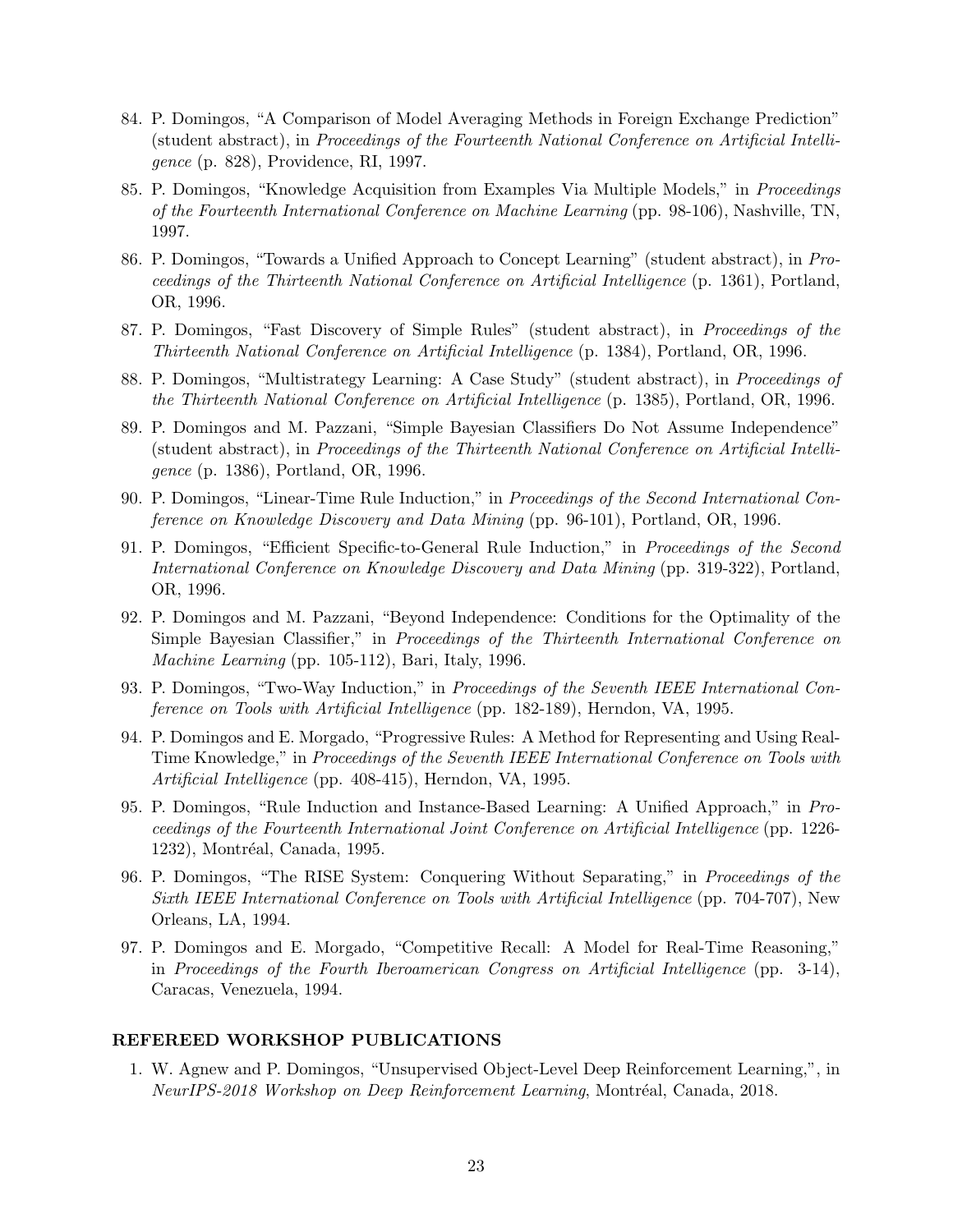84. P. Domingos, "A Comparison of Model Averaging Methods in Foreign Exchange Prediction" (student abstract), in *Proceedings of the Fourteenth National Conference on Artificial Intelligence* (p. 828), Providence, RI, 1997.
85. P. Domingos, "Knowledge Acquisition from Examples Via Multiple Models," in *Proceedings of the Fourteenth International Conference on Machine Learning* (pp. 98-106), Nashville, TN, 1997.
86. P. Domingos, "Towards a Unified Approach to Concept Learning" (student abstract), in *Proceedings of the Thirteenth National Conference on Artificial Intelligence* (p. 1361), Portland, OR, 1996.
87. P. Domingos, "Fast Discovery of Simple Rules" (student abstract), in *Proceedings of the Thirteenth National Conference on Artificial Intelligence* (p. 1384), Portland, OR, 1996.
88. P. Domingos, "Multistrategy Learning: A Case Study" (student abstract), in *Proceedings of the Thirteenth National Conference on Artificial Intelligence* (p. 1385), Portland, OR, 1996.
89. P. Domingos and M. Pazzani, "Simple Bayesian Classifiers Do Not Assume Independence" (student abstract), in *Proceedings of the Thirteenth National Conference on Artificial Intelligence* (p. 1386), Portland, OR, 1996.
90. P. Domingos, "Linear-Time Rule Induction," in *Proceedings of the Second International Conference on Knowledge Discovery and Data Mining* (pp. 96-101), Portland, OR, 1996.
91. P. Domingos, "Efficient Specific-to-General Rule Induction," in *Proceedings of the Second International Conference on Knowledge Discovery and Data Mining* (pp. 319-322), Portland, OR, 1996.
92. P. Domingos and M. Pazzani, "Beyond Independence: Conditions for the Optimality of the Simple Bayesian Classifier," in *Proceedings of the Thirteenth International Conference on Machine Learning* (pp. 105-112), Bari, Italy, 1996.
93. P. Domingos, "Two-Way Induction," in *Proceedings of the Seventh IEEE International Conference on Tools with Artificial Intelligence* (pp. 182-189), Herndon, VA, 1995.
94. P. Domingos and E. Morgado, "Progressive Rules: A Method for Representing and Using Real-Time Knowledge," in *Proceedings of the Seventh IEEE International Conference on Tools with Artificial Intelligence* (pp. 408-415), Herndon, VA, 1995.
95. P. Domingos, "Rule Induction and Instance-Based Learning: A Unified Approach," in *Proceedings of the Fourteenth International Joint Conference on Artificial Intelligence* (pp. 1226-1232), Montréal, Canada, 1995.
96. P. Domingos, "The RISE System: Conquering Without Separating," in *Proceedings of the Sixth IEEE International Conference on Tools with Artificial Intelligence* (pp. 704-707), New Orleans, LA, 1994.
97. P. Domingos and E. Morgado, "Competitive Recall: A Model for Real-Time Reasoning," in *Proceedings of the Fourth Iberoamerican Congress on Artificial Intelligence* (pp. 3-14), Caracas, Venezuela, 1994.

## REFEREED WORKSHOP PUBLICATIONS

1. W. Agnew and P. Domingos, "Unsupervised Object-Level Deep Reinforcement Learning,", in *NeurIPS-2018 Workshop on Deep Reinforcement Learning*, Montréal, Canada, 2018.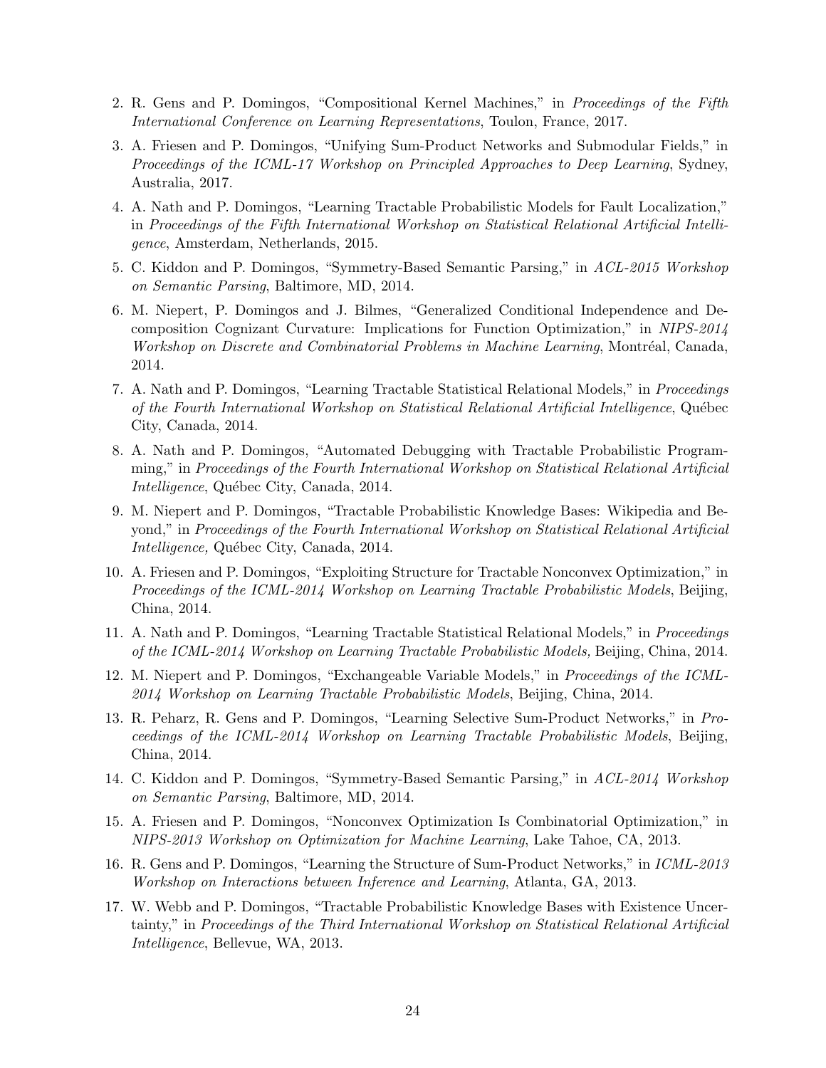2. R. Gens and P. Domingos, "Compositional Kernel Machines," in *Proceedings of the Fifth International Conference on Learning Representations*, Toulon, France, 2017.
3. A. Friesen and P. Domingos, "Unifying Sum-Product Networks and Submodular Fields," in *Proceedings of the ICML-17 Workshop on Principled Approaches to Deep Learning*, Sydney, Australia, 2017.
4. A. Nath and P. Domingos, "Learning Tractable Probabilistic Models for Fault Localization," in *Proceedings of the Fifth International Workshop on Statistical Relational Artificial Intelligence*, Amsterdam, Netherlands, 2015.
5. C. Kiddon and P. Domingos, "Symmetry-Based Semantic Parsing," in *ACL-2015 Workshop on Semantic Parsing*, Baltimore, MD, 2014.
6. M. Niepert, P. Domingos and J. Bilmes, "Generalized Conditional Independence and Decomposition Cognizant Curvature: Implications for Function Optimization," in *NIPS-2014 Workshop on Discrete and Combinatorial Problems in Machine Learning*, Montréal, Canada, 2014.
7. A. Nath and P. Domingos, "Learning Tractable Statistical Relational Models," in *Proceedings of the Fourth International Workshop on Statistical Relational Artificial Intelligence*, Québec City, Canada, 2014.
8. A. Nath and P. Domingos, "Automated Debugging with Tractable Probabilistic Programming," in *Proceedings of the Fourth International Workshop on Statistical Relational Artificial Intelligence*, Québec City, Canada, 2014.
9. M. Niepert and P. Domingos, "Tractable Probabilistic Knowledge Bases: Wikipedia and Beyond," in *Proceedings of the Fourth International Workshop on Statistical Relational Artificial Intelligence,* Québec City, Canada, 2014.
10. A. Friesen and P. Domingos, "Exploiting Structure for Tractable Nonconvex Optimization," in *Proceedings of the ICML-2014 Workshop on Learning Tractable Probabilistic Models*, Beijing, China, 2014.
11. A. Nath and P. Domingos, "Learning Tractable Statistical Relational Models," in *Proceedings of the ICML-2014 Workshop on Learning Tractable Probabilistic Models,* Beijing, China, 2014.
12. M. Niepert and P. Domingos, "Exchangeable Variable Models," in *Proceedings of the ICML-2014 Workshop on Learning Tractable Probabilistic Models*, Beijing, China, 2014.
13. R. Peharz, R. Gens and P. Domingos, "Learning Selective Sum-Product Networks," in *Proceedings of the ICML-2014 Workshop on Learning Tractable Probabilistic Models*, Beijing, China, 2014.
14. C. Kiddon and P. Domingos, "Symmetry-Based Semantic Parsing," in *ACL-2014 Workshop on Semantic Parsing*, Baltimore, MD, 2014.
15. A. Friesen and P. Domingos, "Nonconvex Optimization Is Combinatorial Optimization," in *NIPS-2013 Workshop on Optimization for Machine Learning*, Lake Tahoe, CA, 2013.
16. R. Gens and P. Domingos, "Learning the Structure of Sum-Product Networks," in *ICML-2013 Workshop on Interactions between Inference and Learning*, Atlanta, GA, 2013.
17. W. Webb and P. Domingos, "Tractable Probabilistic Knowledge Bases with Existence Uncertainty," in *Proceedings of the Third International Workshop on Statistical Relational Artificial Intelligence*, Bellevue, WA, 2013.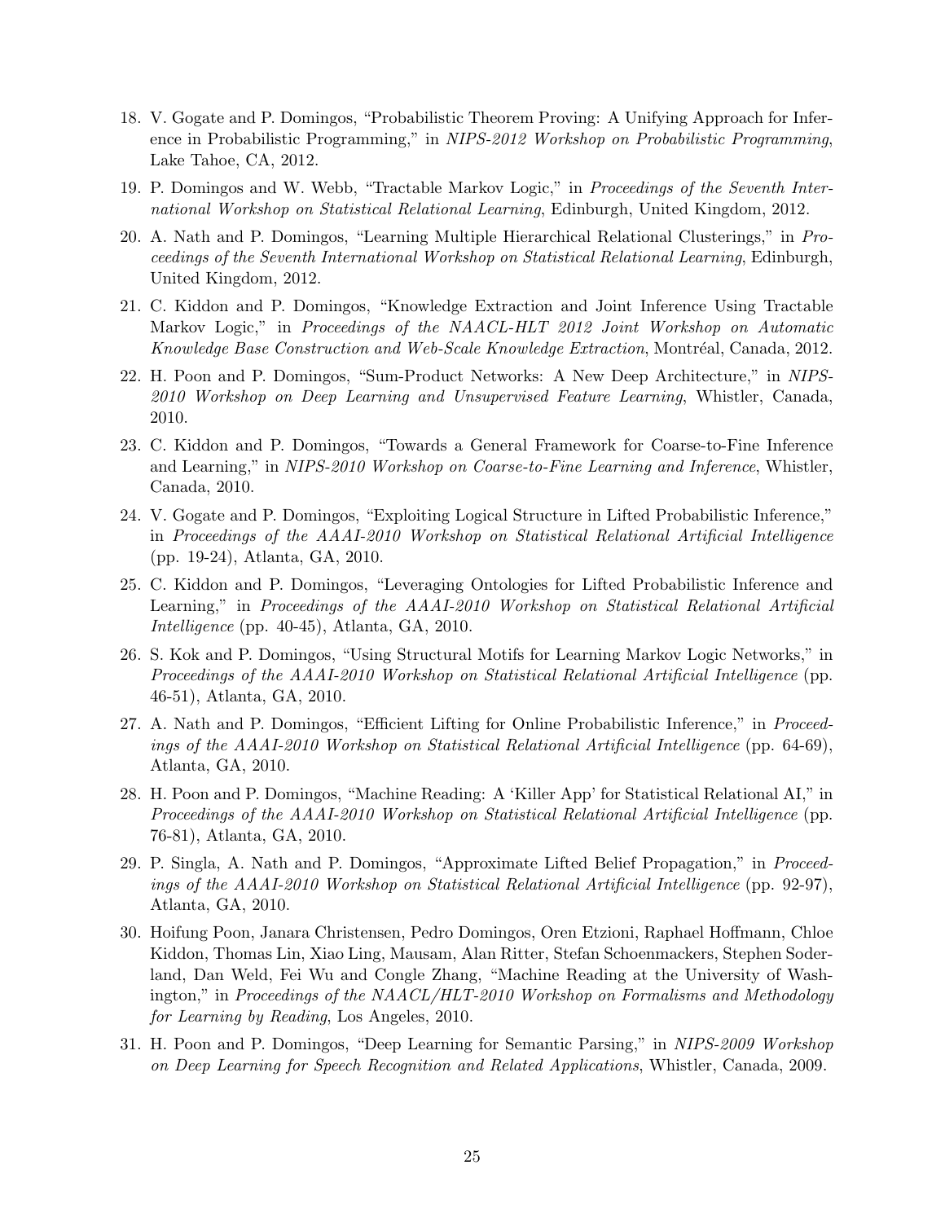18. V. Gogate and P. Domingos, "Probabilistic Theorem Proving: A Unifying Approach for Inference in Probabilistic Programming," in *NIPS-2012 Workshop on Probabilistic Programming*, Lake Tahoe, CA, 2012.

19. P. Domingos and W. Webb, "Tractable Markov Logic," in *Proceedings of the Seventh International Workshop on Statistical Relational Learning*, Edinburgh, United Kingdom, 2012.

20. A. Nath and P. Domingos, "Learning Multiple Hierarchical Relational Clusterings," in *Proceedings of the Seventh International Workshop on Statistical Relational Learning*, Edinburgh, United Kingdom, 2012.

21. C. Kiddon and P. Domingos, "Knowledge Extraction and Joint Inference Using Tractable Markov Logic," in *Proceedings of the NAACL-HLT 2012 Joint Workshop on Automatic Knowledge Base Construction and Web-Scale Knowledge Extraction*, Montréal, Canada, 2012.

22. H. Poon and P. Domingos, "Sum-Product Networks: A New Deep Architecture," in *NIPS-2010 Workshop on Deep Learning and Unsupervised Feature Learning*, Whistler, Canada, 2010.

23. C. Kiddon and P. Domingos, "Towards a General Framework for Coarse-to-Fine Inference and Learning," in *NIPS-2010 Workshop on Coarse-to-Fine Learning and Inference*, Whistler, Canada, 2010.

24. V. Gogate and P. Domingos, "Exploiting Logical Structure in Lifted Probabilistic Inference," in *Proceedings of the AAAI-2010 Workshop on Statistical Relational Artificial Intelligence* (pp. 19-24), Atlanta, GA, 2010.

25. C. Kiddon and P. Domingos, "Leveraging Ontologies for Lifted Probabilistic Inference and Learning," in *Proceedings of the AAAI-2010 Workshop on Statistical Relational Artificial Intelligence* (pp. 40-45), Atlanta, GA, 2010.

26. S. Kok and P. Domingos, "Using Structural Motifs for Learning Markov Logic Networks," in *Proceedings of the AAAI-2010 Workshop on Statistical Relational Artificial Intelligence* (pp. 46-51), Atlanta, GA, 2010.

27. A. Nath and P. Domingos, "Efficient Lifting for Online Probabilistic Inference," in *Proceedings of the AAAI-2010 Workshop on Statistical Relational Artificial Intelligence* (pp. 64-69), Atlanta, GA, 2010.

28. H. Poon and P. Domingos, "Machine Reading: A 'Killer App' for Statistical Relational AI," in *Proceedings of the AAAI-2010 Workshop on Statistical Relational Artificial Intelligence* (pp. 76-81), Atlanta, GA, 2010.

29. P. Singla, A. Nath and P. Domingos, "Approximate Lifted Belief Propagation," in *Proceedings of the AAAI-2010 Workshop on Statistical Relational Artificial Intelligence* (pp. 92-97), Atlanta, GA, 2010.

30. Hoifung Poon, Janara Christensen, Pedro Domingos, Oren Etzioni, Raphael Hoffmann, Chloe Kiddon, Thomas Lin, Xiao Ling, Mausam, Alan Ritter, Stefan Schoenmackers, Stephen Soderland, Dan Weld, Fei Wu and Congle Zhang, "Machine Reading at the University of Washington," in *Proceedings of the NAACL/HLT-2010 Workshop on Formalisms and Methodology for Learning by Reading*, Los Angeles, 2010.

31. H. Poon and P. Domingos, "Deep Learning for Semantic Parsing," in *NIPS-2009 Workshop on Deep Learning for Speech Recognition and Related Applications*, Whistler, Canada, 2009.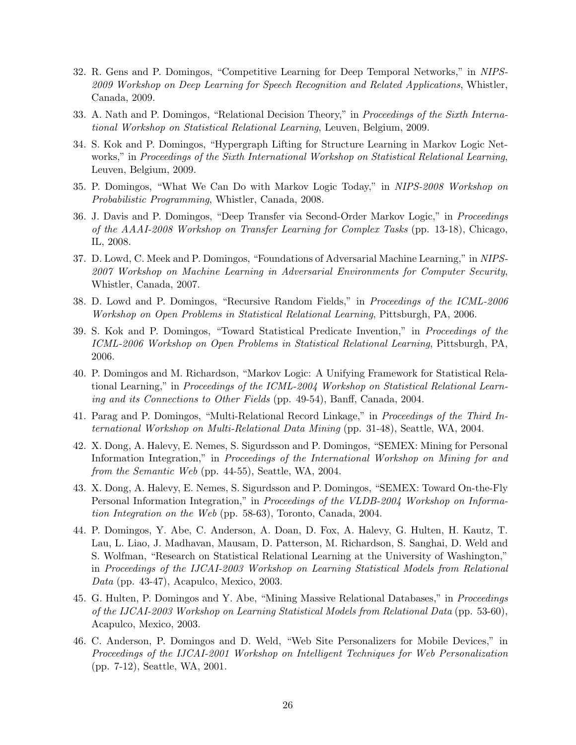32. R. Gens and P. Domingos, "Competitive Learning for Deep Temporal Networks," in *NIPS-2009 Workshop on Deep Learning for Speech Recognition and Related Applications*, Whistler, Canada, 2009.

33. A. Nath and P. Domingos, "Relational Decision Theory," in *Proceedings of the Sixth International Workshop on Statistical Relational Learning*, Leuven, Belgium, 2009.

34. S. Kok and P. Domingos, "Hypergraph Lifting for Structure Learning in Markov Logic Networks," in *Proceedings of the Sixth International Workshop on Statistical Relational Learning*, Leuven, Belgium, 2009.

35. P. Domingos, "What We Can Do with Markov Logic Today," in *NIPS-2008 Workshop on Probabilistic Programming*, Whistler, Canada, 2008.

36. J. Davis and P. Domingos, "Deep Transfer via Second-Order Markov Logic," in *Proceedings of the AAAI-2008 Workshop on Transfer Learning for Complex Tasks* (pp. 13-18), Chicago, IL, 2008.

37. D. Lowd, C. Meek and P. Domingos, "Foundations of Adversarial Machine Learning," in *NIPS-2007 Workshop on Machine Learning in Adversarial Environments for Computer Security*, Whistler, Canada, 2007.

38. D. Lowd and P. Domingos, "Recursive Random Fields," in *Proceedings of the ICML-2006 Workshop on Open Problems in Statistical Relational Learning*, Pittsburgh, PA, 2006.

39. S. Kok and P. Domingos, "Toward Statistical Predicate Invention," in *Proceedings of the ICML-2006 Workshop on Open Problems in Statistical Relational Learning*, Pittsburgh, PA, 2006.

40. P. Domingos and M. Richardson, "Markov Logic: A Unifying Framework for Statistical Relational Learning," in *Proceedings of the ICML-2004 Workshop on Statistical Relational Learning and its Connections to Other Fields* (pp. 49-54), Banff, Canada, 2004.

41. Parag and P. Domingos, "Multi-Relational Record Linkage," in *Proceedings of the Third International Workshop on Multi-Relational Data Mining* (pp. 31-48), Seattle, WA, 2004.

42. X. Dong, A. Halevy, E. Nemes, S. Sigurdsson and P. Domingos, "SEMEX: Mining for Personal Information Integration," in *Proceedings of the International Workshop on Mining for and from the Semantic Web* (pp. 44-55), Seattle, WA, 2004.

43. X. Dong, A. Halevy, E. Nemes, S. Sigurdsson and P. Domingos, "SEMEX: Toward On-the-Fly Personal Information Integration," in *Proceedings of the VLDB-2004 Workshop on Information Integration on the Web* (pp. 58-63), Toronto, Canada, 2004.

44. P. Domingos, Y. Abe, C. Anderson, A. Doan, D. Fox, A. Halevy, G. Hulten, H. Kautz, T. Lau, L. Liao, J. Madhavan, Mausam, D. Patterson, M. Richardson, S. Sanghai, D. Weld and S. Wolfman, "Research on Statistical Relational Learning at the University of Washington," in *Proceedings of the IJCAI-2003 Workshop on Learning Statistical Models from Relational Data* (pp. 43-47), Acapulco, Mexico, 2003.

45. G. Hulten, P. Domingos and Y. Abe, "Mining Massive Relational Databases," in *Proceedings of the IJCAI-2003 Workshop on Learning Statistical Models from Relational Data* (pp. 53-60), Acapulco, Mexico, 2003.

46. C. Anderson, P. Domingos and D. Weld, "Web Site Personalizers for Mobile Devices," in *Proceedings of the IJCAI-2001 Workshop on Intelligent Techniques for Web Personalization* (pp. 7-12), Seattle, WA, 2001.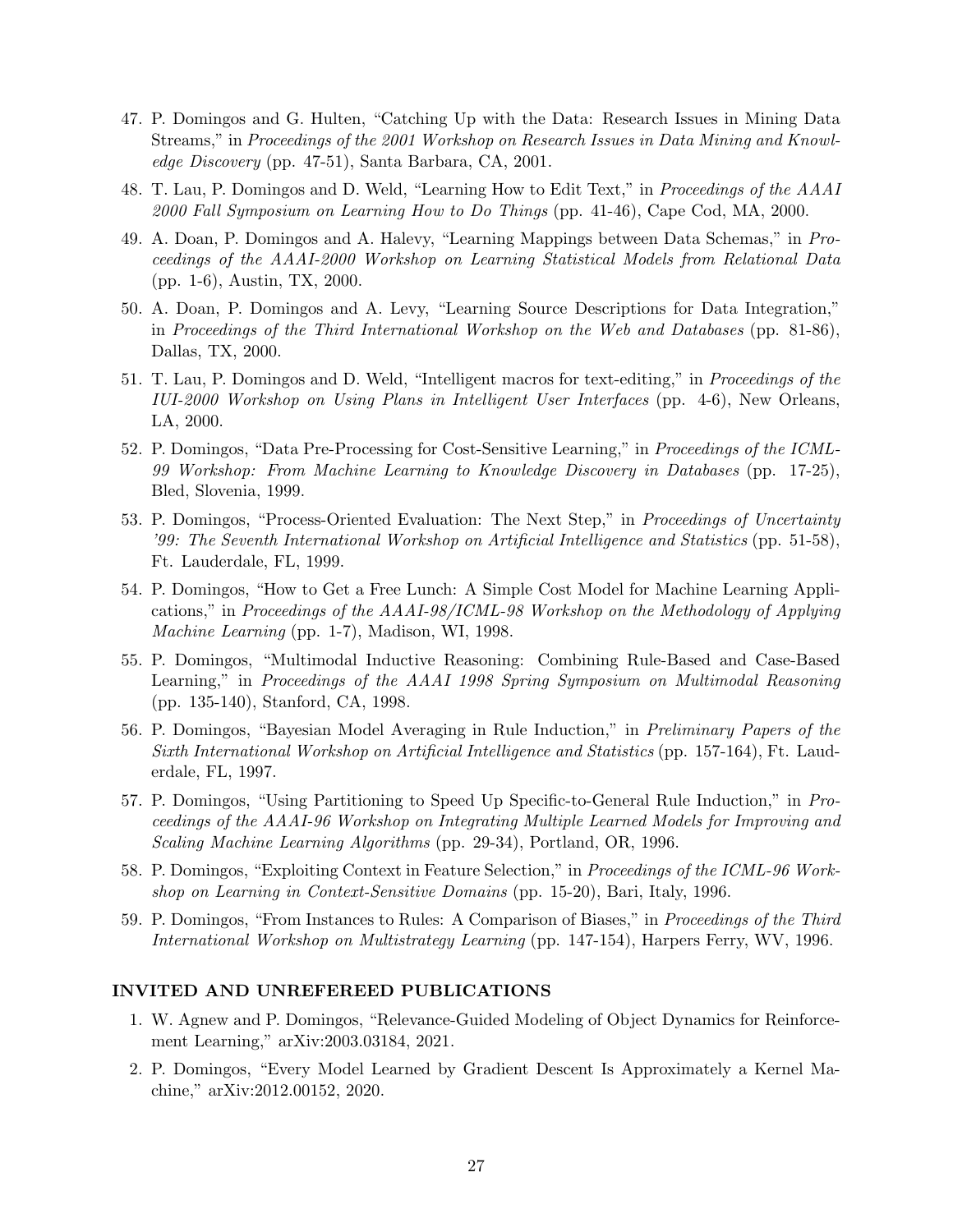47. P. Domingos and G. Hulten, "Catching Up with the Data: Research Issues in Mining Data Streams," in *Proceedings of the 2001 Workshop on Research Issues in Data Mining and Knowledge Discovery* (pp. 47-51), Santa Barbara, CA, 2001.
48. T. Lau, P. Domingos and D. Weld, "Learning How to Edit Text," in *Proceedings of the AAAI 2000 Fall Symposium on Learning How to Do Things* (pp. 41-46), Cape Cod, MA, 2000.
49. A. Doan, P. Domingos and A. Halevy, "Learning Mappings between Data Schemas," in *Proceedings of the AAAI-2000 Workshop on Learning Statistical Models from Relational Data* (pp. 1-6), Austin, TX, 2000.
50. A. Doan, P. Domingos and A. Levy, "Learning Source Descriptions for Data Integration," in *Proceedings of the Third International Workshop on the Web and Databases* (pp. 81-86), Dallas, TX, 2000.
51. T. Lau, P. Domingos and D. Weld, "Intelligent macros for text-editing," in *Proceedings of the IUI-2000 Workshop on Using Plans in Intelligent User Interfaces* (pp. 4-6), New Orleans, LA, 2000.
52. P. Domingos, "Data Pre-Processing for Cost-Sensitive Learning," in *Proceedings of the ICML-99 Workshop: From Machine Learning to Knowledge Discovery in Databases* (pp. 17-25), Bled, Slovenia, 1999.
53. P. Domingos, "Process-Oriented Evaluation: The Next Step," in *Proceedings of Uncertainty '99: The Seventh International Workshop on Artificial Intelligence and Statistics* (pp. 51-58), Ft. Lauderdale, FL, 1999.
54. P. Domingos, "How to Get a Free Lunch: A Simple Cost Model for Machine Learning Applications," in *Proceedings of the AAAI-98/ICML-98 Workshop on the Methodology of Applying Machine Learning* (pp. 1-7), Madison, WI, 1998.
55. P. Domingos, "Multimodal Inductive Reasoning: Combining Rule-Based and Case-Based Learning," in *Proceedings of the AAAI 1998 Spring Symposium on Multimodal Reasoning* (pp. 135-140), Stanford, CA, 1998.
56. P. Domingos, "Bayesian Model Averaging in Rule Induction," in *Preliminary Papers of the Sixth International Workshop on Artificial Intelligence and Statistics* (pp. 157-164), Ft. Lauderdale, FL, 1997.
57. P. Domingos, "Using Partitioning to Speed Up Specific-to-General Rule Induction," in *Proceedings of the AAAI-96 Workshop on Integrating Multiple Learned Models for Improving and Scaling Machine Learning Algorithms* (pp. 29-34), Portland, OR, 1996.
58. P. Domingos, "Exploiting Context in Feature Selection," in *Proceedings of the ICML-96 Workshop on Learning in Context-Sensitive Domains* (pp. 15-20), Bari, Italy, 1996.
59. P. Domingos, "From Instances to Rules: A Comparison of Biases," in *Proceedings of the Third International Workshop on Multistrategy Learning* (pp. 147-154), Harpers Ferry, WV, 1996.

### INVITED AND UNREFEREED PUBLICATIONS

1. W. Agnew and P. Domingos, "Relevance-Guided Modeling of Object Dynamics for Reinforcement Learning," arXiv:2003.03184, 2021.
2. P. Domingos, "Every Model Learned by Gradient Descent Is Approximately a Kernel Machine," arXiv:2012.00152, 2020.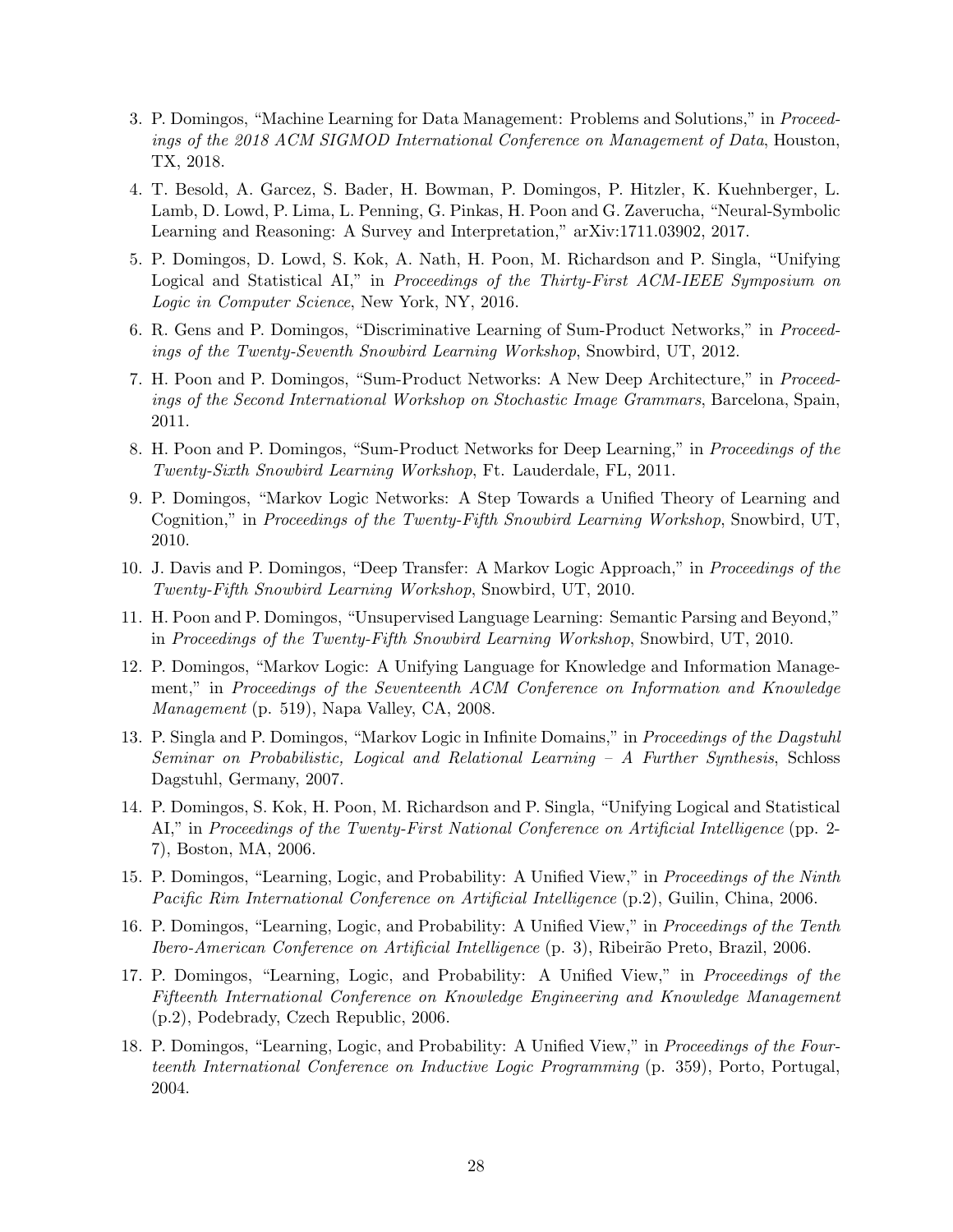3. P. Domingos, "Machine Learning for Data Management: Problems and Solutions," in *Proceedings of the 2018 ACM SIGMOD International Conference on Management of Data*, Houston, TX, 2018.
4. T. Besold, A. Garcez, S. Bader, H. Bowman, P. Domingos, P. Hitzler, K. Kuehnberger, L. Lamb, D. Lowd, P. Lima, L. Penning, G. Pinkas, H. Poon and G. Zaverucha, "Neural-Symbolic Learning and Reasoning: A Survey and Interpretation," arXiv:1711.03902, 2017.
5. P. Domingos, D. Lowd, S. Kok, A. Nath, H. Poon, M. Richardson and P. Singla, "Unifying Logical and Statistical AI," in *Proceedings of the Thirty-First ACM-IEEE Symposium on Logic in Computer Science*, New York, NY, 2016.
6. R. Gens and P. Domingos, "Discriminative Learning of Sum-Product Networks," in *Proceedings of the Twenty-Seventh Snowbird Learning Workshop*, Snowbird, UT, 2012.
7. H. Poon and P. Domingos, "Sum-Product Networks: A New Deep Architecture," in *Proceedings of the Second International Workshop on Stochastic Image Grammars*, Barcelona, Spain, 2011.
8. H. Poon and P. Domingos, "Sum-Product Networks for Deep Learning," in *Proceedings of the Twenty-Sixth Snowbird Learning Workshop*, Ft. Lauderdale, FL, 2011.
9. P. Domingos, "Markov Logic Networks: A Step Towards a Unified Theory of Learning and Cognition," in *Proceedings of the Twenty-Fifth Snowbird Learning Workshop*, Snowbird, UT, 2010.
10. J. Davis and P. Domingos, "Deep Transfer: A Markov Logic Approach," in *Proceedings of the Twenty-Fifth Snowbird Learning Workshop*, Snowbird, UT, 2010.
11. H. Poon and P. Domingos, "Unsupervised Language Learning: Semantic Parsing and Beyond," in *Proceedings of the Twenty-Fifth Snowbird Learning Workshop*, Snowbird, UT, 2010.
12. P. Domingos, "Markov Logic: A Unifying Language for Knowledge and Information Management," in *Proceedings of the Seventeenth ACM Conference on Information and Knowledge Management* (p. 519), Napa Valley, CA, 2008.
13. P. Singla and P. Domingos, "Markov Logic in Infinite Domains," in *Proceedings of the Dagstuhl Seminar on Probabilistic, Logical and Relational Learning – A Further Synthesis*, Schloss Dagstuhl, Germany, 2007.
14. P. Domingos, S. Kok, H. Poon, M. Richardson and P. Singla, "Unifying Logical and Statistical AI," in *Proceedings of the Twenty-First National Conference on Artificial Intelligence* (pp. 2-7), Boston, MA, 2006.
15. P. Domingos, "Learning, Logic, and Probability: A Unified View," in *Proceedings of the Ninth Pacific Rim International Conference on Artificial Intelligence* (p.2), Guilin, China, 2006.
16. P. Domingos, "Learning, Logic, and Probability: A Unified View," in *Proceedings of the Tenth Ibero-American Conference on Artificial Intelligence* (p. 3), Ribeirão Preto, Brazil, 2006.
17. P. Domingos, "Learning, Logic, and Probability: A Unified View," in *Proceedings of the Fifteenth International Conference on Knowledge Engineering and Knowledge Management* (p.2), Podebrady, Czech Republic, 2006.
18. P. Domingos, "Learning, Logic, and Probability: A Unified View," in *Proceedings of the Fourteenth International Conference on Inductive Logic Programming* (p. 359), Porto, Portugal, 2004.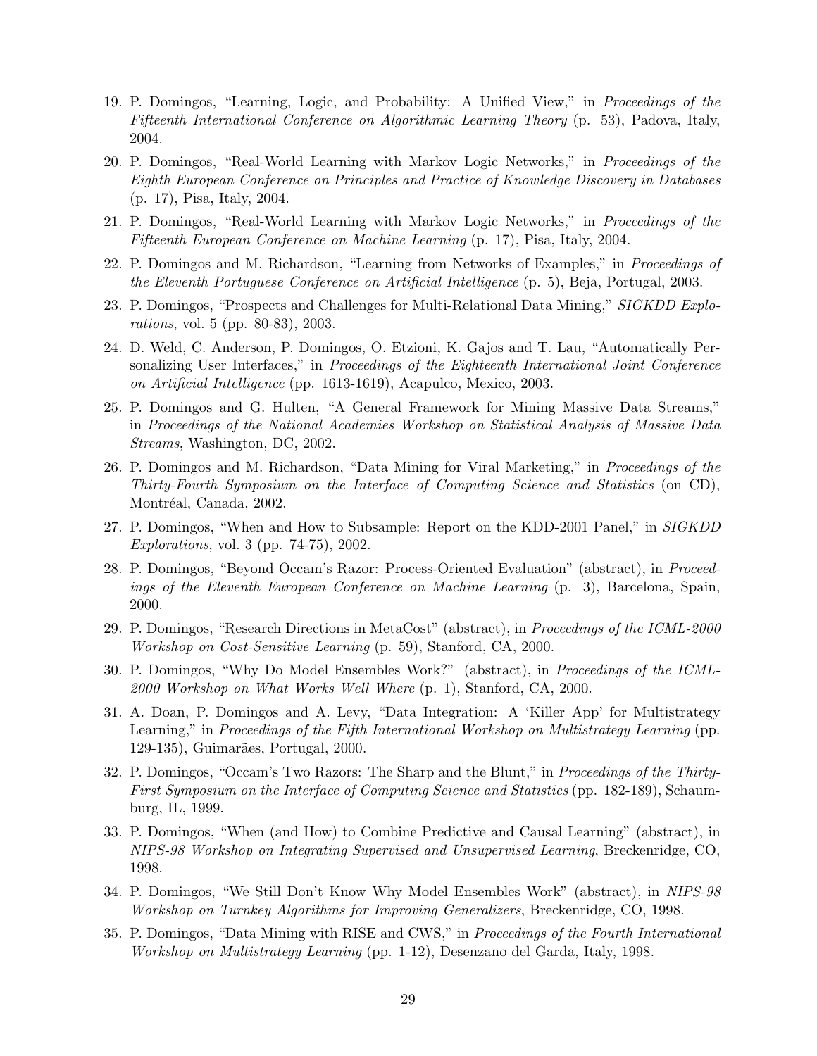19. P. Domingos, "Learning, Logic, and Probability: A Unified View," in *Proceedings of the Fifteenth International Conference on Algorithmic Learning Theory* (p. 53), Padova, Italy, 2004.
20. P. Domingos, "Real-World Learning with Markov Logic Networks," in *Proceedings of the Eighth European Conference on Principles and Practice of Knowledge Discovery in Databases* (p. 17), Pisa, Italy, 2004.
21. P. Domingos, "Real-World Learning with Markov Logic Networks," in *Proceedings of the Fifteenth European Conference on Machine Learning* (p. 17), Pisa, Italy, 2004.
22. P. Domingos and M. Richardson, "Learning from Networks of Examples," in *Proceedings of the Eleventh Portuguese Conference on Artificial Intelligence* (p. 5), Beja, Portugal, 2003.
23. P. Domingos, "Prospects and Challenges for Multi-Relational Data Mining," *SIGKDD Explorations*, vol. 5 (pp. 80-83), 2003.
24. D. Weld, C. Anderson, P. Domingos, O. Etzioni, K. Gajos and T. Lau, "Automatically Personalizing User Interfaces," in *Proceedings of the Eighteenth International Joint Conference on Artificial Intelligence* (pp. 1613-1619), Acapulco, Mexico, 2003.
25. P. Domingos and G. Hulten, "A General Framework for Mining Massive Data Streams," in *Proceedings of the National Academies Workshop on Statistical Analysis of Massive Data Streams*, Washington, DC, 2002.
26. P. Domingos and M. Richardson, "Data Mining for Viral Marketing," in *Proceedings of the Thirty-Fourth Symposium on the Interface of Computing Science and Statistics* (on CD), Montréal, Canada, 2002.
27. P. Domingos, "When and How to Subsample: Report on the KDD-2001 Panel," in *SIGKDD Explorations*, vol. 3 (pp. 74-75), 2002.
28. P. Domingos, "Beyond Occam's Razor: Process-Oriented Evaluation" (abstract), in *Proceedings of the Eleventh European Conference on Machine Learning* (p. 3), Barcelona, Spain, 2000.
29. P. Domingos, "Research Directions in MetaCost" (abstract), in *Proceedings of the ICML-2000 Workshop on Cost-Sensitive Learning* (p. 59), Stanford, CA, 2000.
30. P. Domingos, "Why Do Model Ensembles Work?" (abstract), in *Proceedings of the ICML-2000 Workshop on What Works Well Where* (p. 1), Stanford, CA, 2000.
31. A. Doan, P. Domingos and A. Levy, "Data Integration: A 'Killer App' for Multistrategy Learning," in *Proceedings of the Fifth International Workshop on Multistrategy Learning* (pp. 129-135), Guimarães, Portugal, 2000.
32. P. Domingos, "Occam's Two Razors: The Sharp and the Blunt," in *Proceedings of the Thirty-First Symposium on the Interface of Computing Science and Statistics* (pp. 182-189), Schaumburg, IL, 1999.
33. P. Domingos, "When (and How) to Combine Predictive and Causal Learning" (abstract), in *NIPS-98 Workshop on Integrating Supervised and Unsupervised Learning*, Breckenridge, CO, 1998.
34. P. Domingos, "We Still Don't Know Why Model Ensembles Work" (abstract), in *NIPS-98 Workshop on Turnkey Algorithms for Improving Generalizers*, Breckenridge, CO, 1998.
35. P. Domingos, "Data Mining with RISE and CWS," in *Proceedings of the Fourth International Workshop on Multistrategy Learning* (pp. 1-12), Desenzano del Garda, Italy, 1998.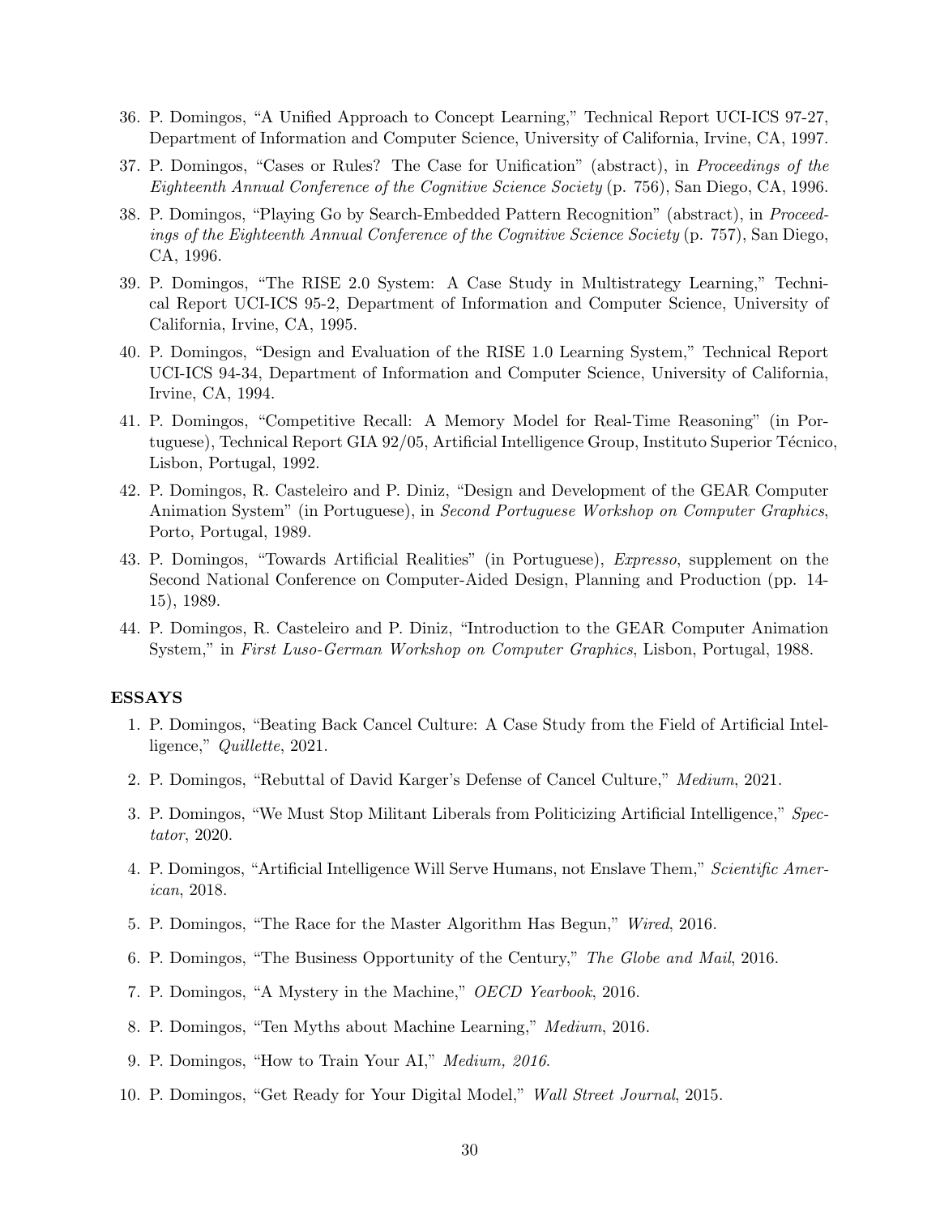36. P. Domingos, "A Unified Approach to Concept Learning," Technical Report UCI-ICS 97-27, Department of Information and Computer Science, University of California, Irvine, CA, 1997.
37. P. Domingos, "Cases or Rules? The Case for Unification" (abstract), in *Proceedings of the Eighteenth Annual Conference of the Cognitive Science Society* (p. 756), San Diego, CA, 1996.
38. P. Domingos, "Playing Go by Search-Embedded Pattern Recognition" (abstract), in *Proceedings of the Eighteenth Annual Conference of the Cognitive Science Society* (p. 757), San Diego, CA, 1996.
39. P. Domingos, "The RISE 2.0 System: A Case Study in Multistrategy Learning," Technical Report UCI-ICS 95-2, Department of Information and Computer Science, University of California, Irvine, CA, 1995.
40. P. Domingos, "Design and Evaluation of the RISE 1.0 Learning System," Technical Report UCI-ICS 94-34, Department of Information and Computer Science, University of California, Irvine, CA, 1994.
41. P. Domingos, "Competitive Recall: A Memory Model for Real-Time Reasoning" (in Portuguese), Technical Report GIA 92/05, Artificial Intelligence Group, Instituto Superior Técnico, Lisbon, Portugal, 1992.
42. P. Domingos, R. Casteleiro and P. Diniz, "Design and Development of the GEAR Computer Animation System" (in Portuguese), in *Second Portuguese Workshop on Computer Graphics*, Porto, Portugal, 1989.
43. P. Domingos, "Towards Artificial Realities" (in Portuguese), *Expresso*, supplement on the Second National Conference on Computer-Aided Design, Planning and Production (pp. 14-15), 1989.
44. P. Domingos, R. Casteleiro and P. Diniz, "Introduction to the GEAR Computer Animation System," in *First Luso-German Workshop on Computer Graphics*, Lisbon, Portugal, 1988.

**ESSAYS**

1. P. Domingos, "Beating Back Cancel Culture: A Case Study from the Field of Artificial Intelligence," *Quillette*, 2021.
2. P. Domingos, "Rebuttal of David Karger's Defense of Cancel Culture," *Medium*, 2021.
3. P. Domingos, "We Must Stop Militant Liberals from Politicizing Artificial Intelligence," *Spectator*, 2020.
4. P. Domingos, "Artificial Intelligence Will Serve Humans, not Enslave Them," *Scientific American*, 2018.
5. P. Domingos, "The Race for the Master Algorithm Has Begun," *Wired*, 2016.
6. P. Domingos, "The Business Opportunity of the Century," *The Globe and Mail*, 2016.
7. P. Domingos, "A Mystery in the Machine," *OECD Yearbook*, 2016.
8. P. Domingos, "Ten Myths about Machine Learning," *Medium*, 2016.
9. P. Domingos, "How to Train Your AI," *Medium, 2016*.
10. P. Domingos, "Get Ready for Your Digital Model," *Wall Street Journal*, 2015.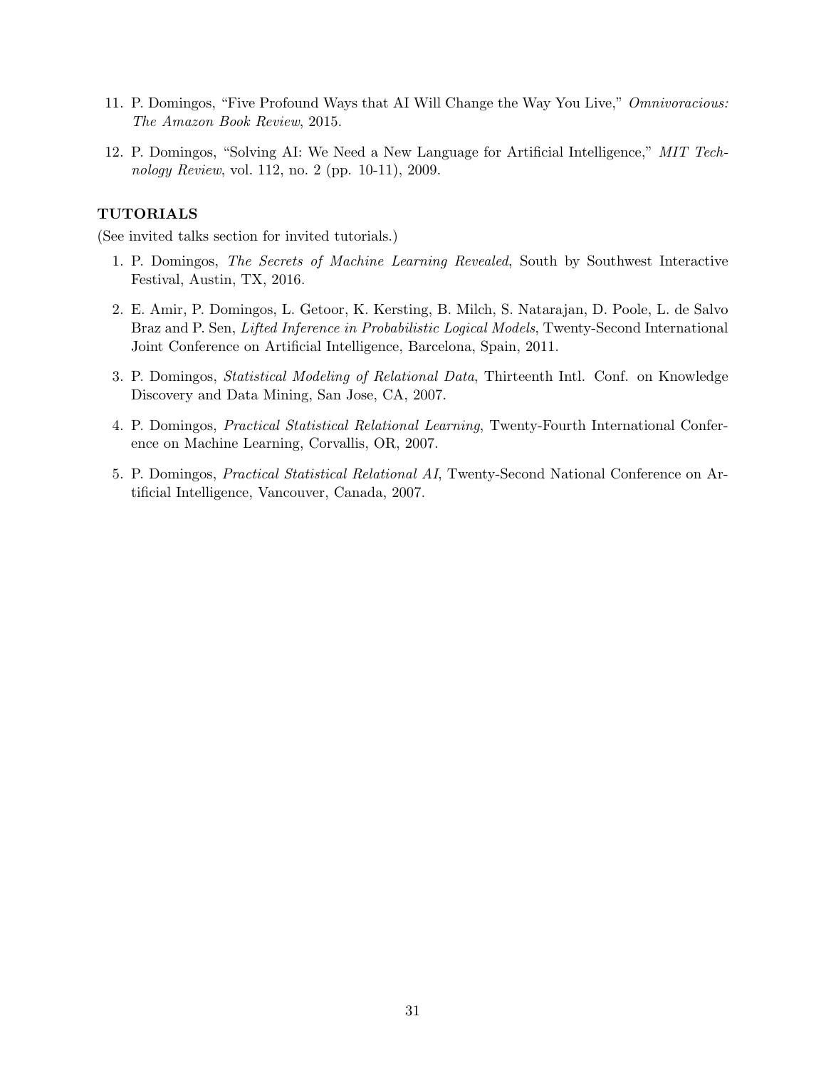11. P. Domingos, "Five Profound Ways that AI Will Change the Way You Live," *Omnivoracious: The Amazon Book Review*, 2015.

12. P. Domingos, "Solving AI: We Need a New Language for Artificial Intelligence," *MIT Technology Review*, vol. 112, no. 2 (pp. 10-11), 2009.

### TUTORIALS

(See invited talks section for invited tutorials.)

1. P. Domingos, *The Secrets of Machine Learning Revealed*, South by Southwest Interactive Festival, Austin, TX, 2016.

2. E. Amir, P. Domingos, L. Getoor, K. Kersting, B. Milch, S. Natarajan, D. Poole, L. de Salvo Braz and P. Sen, *Lifted Inference in Probabilistic Logical Models*, Twenty-Second International Joint Conference on Artificial Intelligence, Barcelona, Spain, 2011.

3. P. Domingos, *Statistical Modeling of Relational Data*, Thirteenth Intl. Conf. on Knowledge Discovery and Data Mining, San Jose, CA, 2007.

4. P. Domingos, *Practical Statistical Relational Learning*, Twenty-Fourth International Conference on Machine Learning, Corvallis, OR, 2007.

5. P. Domingos, *Practical Statistical Relational AI*, Twenty-Second National Conference on Artificial Intelligence, Vancouver, Canada, 2007.